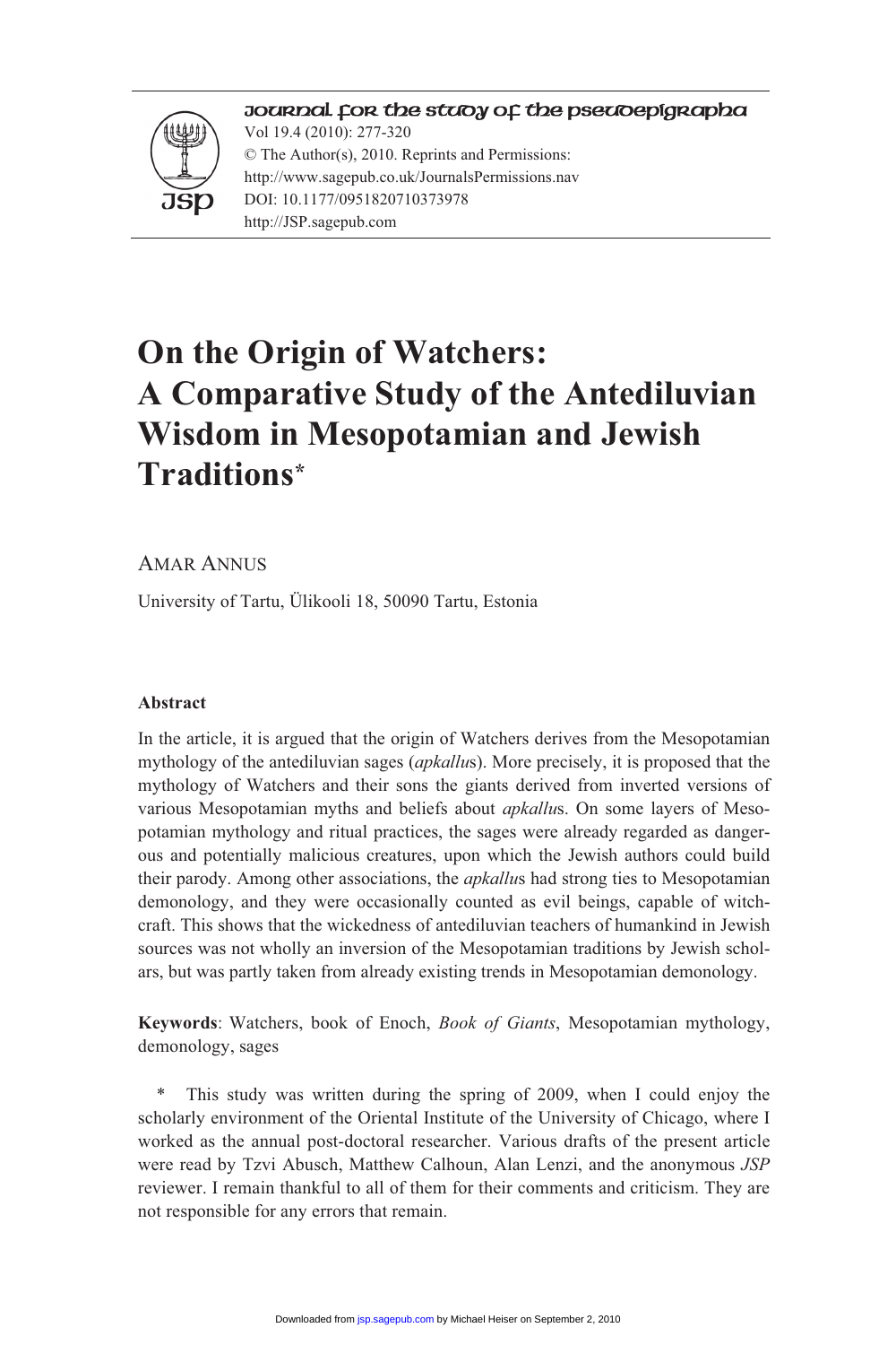# On the Origin of Watchers: A Comparative Study of the Antediluvian Wisdom in Mesopotamian and Jewish Traditions*

AMAR ANNUS

University of Tartu, Ülikooli 18, 50090 Tartu, Estonia

### Abstract

In the article, it is argued that the origin of Watchers derives from the Mesopotamian mythology of the antediluvian sages (*apkallu*s). More precisely, it is proposed that the mythology of Watchers and their sons the giants derived from inverted versions of various Mesopotamian myths and beliefs about *apkallu*s. On some layers of Mesopotamian mythology and ritual practices, the sages were already regarded as dangerous and potentially malicious creatures, upon which the Jewish authors could build their parody. Among other associations, the *apkallu*s had strong ties to Mesopotamian demonology, and they were occasionally counted as evil beings, capable of witchcraft. This shows that the wickedness of antediluvian teachers of humankind in Jewish sources was not wholly an inversion of the Mesopotamian traditions by Jewish scholars, but was partly taken from already existing trends in Mesopotamian demonology.

**Keywords**: Watchers, book of Enoch, *Book of Giants*, Mesopotamian mythology, demonology, sages

\* This study was written during the spring of 2009, when I could enjoy the scholarly environment of the Oriental Institute of the University of Chicago, where I worked as the annual post-doctoral researcher. Various drafts of the present article were read by Tzvi Abusch, Matthew Calhoun, Alan Lenzi, and the anonymous *JSP* reviewer. I remain thankful to all of them for their comments and criticism. They are not responsible for any errors that remain.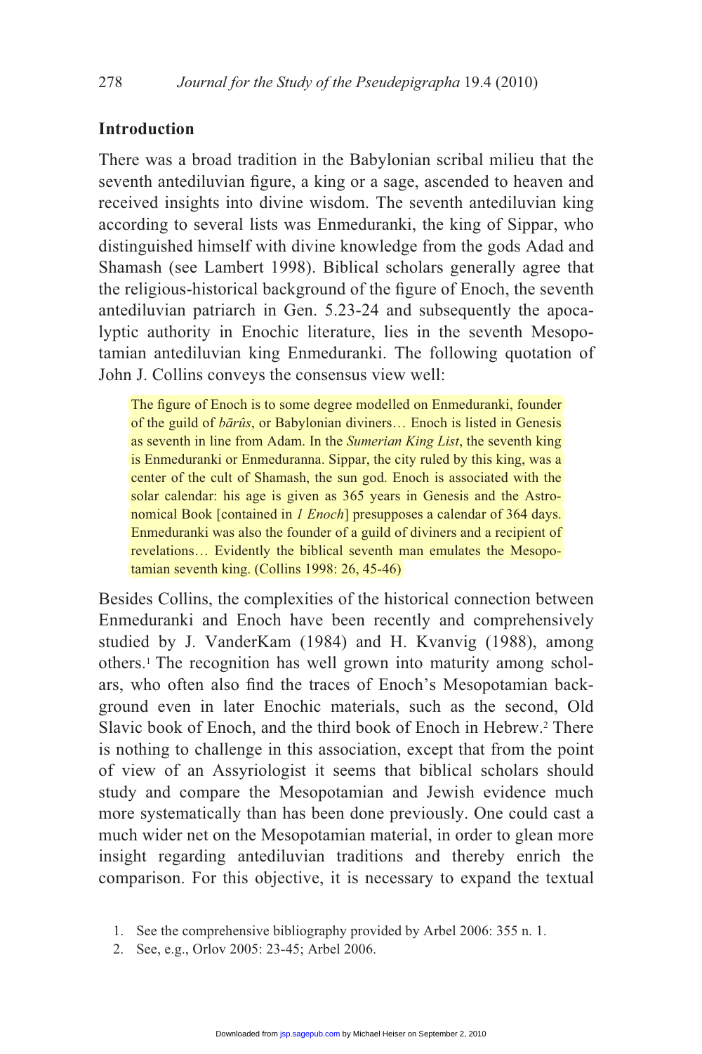## Introduction

There was a broad tradition in the Babylonian scribal milieu that the seventh antediluvian figure, a king or a sage, ascended to heaven and received insights into divine wisdom. The seventh antediluvian king according to several lists was Enmeduranki, the king of Sippar, who distinguished himself with divine knowledge from the gods Adad and Shamash (see Lambert 1998). Biblical scholars generally agree that the religious-historical background of the figure of Enoch, the seventh antediluvian patriarch in Gen. 5.23-24 and subsequently the apocalyptic authority in Enochic literature, lies in the seventh Mesopotamian antediluvian king Enmeduranki. The following quotation of John J. Collins conveys the consensus view well:

> The figure of Enoch is to some degree modelled on Enmeduranki, founder of the guild of *bārûs*, or Babylonian diviners… Enoch is listed in Genesis as seventh in line from Adam. In the *Sumerian King List*, the seventh king is Enmeduranki or Enmeduranna. Sippar, the city ruled by this king, was a center of the cult of Shamash, the sun god. Enoch is associated with the solar calendar: his age is given as 365 years in Genesis and the Astronomical Book [contained in *1 Enoch*] presupposes a calendar of 364 days. Enmeduranki was also the founder of a guild of diviners and a recipient of revelations… Evidently the biblical seventh man emulates the Mesopotamian seventh king. (Collins 1998: 26, 45-46)

Besides Collins, the complexities of the historical connection between Enmeduranki and Enoch have been recently and comprehensively studied by J. VanderKam (1984) and H. Kvanvig (1988), among others.[1] The recognition has well grown into maturity among scholars, who often also find the traces of Enoch's Mesopotamian background even in later Enochic materials, such as the second, Old Slavic book of Enoch, and the third book of Enoch in Hebrew.[2] There is nothing to challenge in this association, except that from the point of view of an Assyriologist it seems that biblical scholars should study and compare the Mesopotamian and Jewish evidence much more systematically than has been done previously. One could cast a much wider net on the Mesopotamian material, in order to glean more insight regarding antediluvian traditions and thereby enrich the comparison. For this objective, it is necessary to expand the textual

1. See the comprehensive bibliography provided by Arbel 2006: 355 n. 1.
2. See, e.g., Orlov 2005: 23-45; Arbel 2006.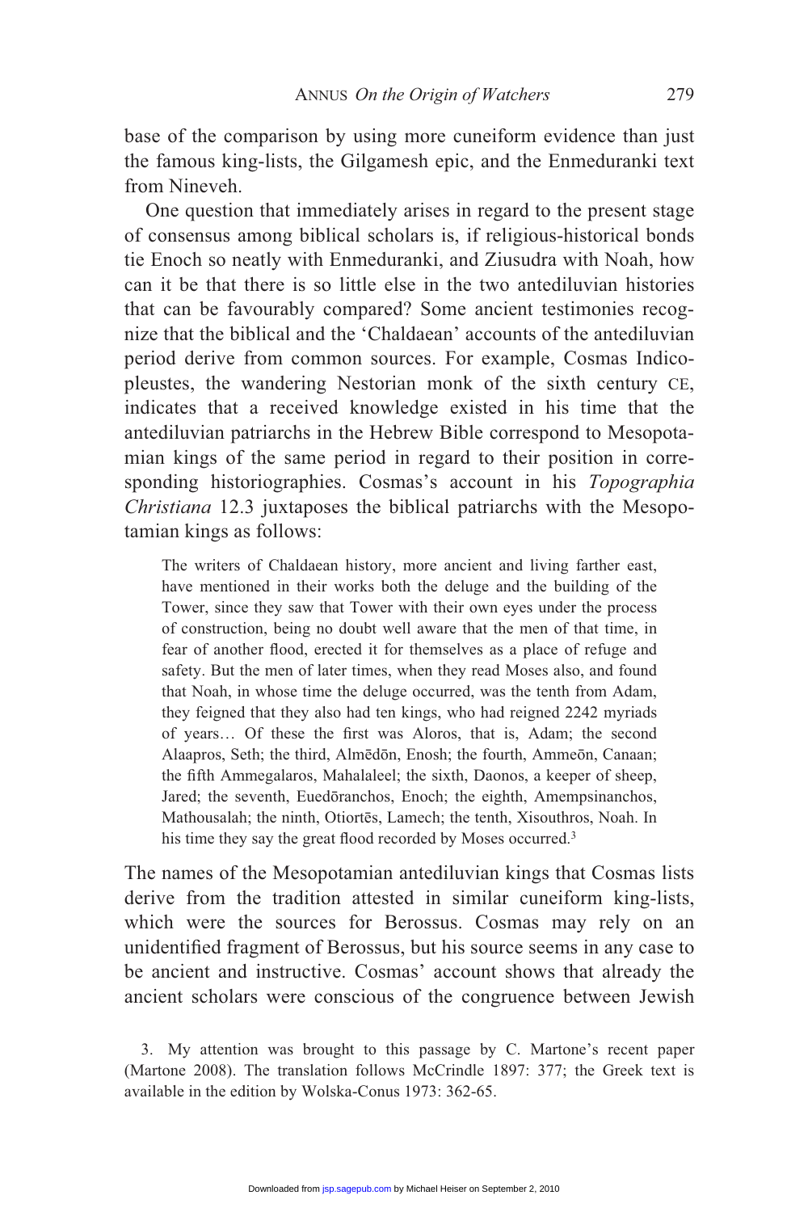base of the comparison by using more cuneiform evidence than just the famous king-lists, the Gilgamesh epic, and the Enmeduranki text from Nineveh.

One question that immediately arises in regard to the present stage of consensus among biblical scholars is, if religious-historical bonds tie Enoch so neatly with Enmeduranki, and Ziusudra with Noah, how can it be that there is so little else in the two antediluvian histories that can be favourably compared? Some ancient testimonies recognize that the biblical and the 'Chaldaean' accounts of the antediluvian period derive from common sources. For example, Cosmas Indicopleustes, the wandering Nestorian monk of the sixth century CE, indicates that a received knowledge existed in his time that the antediluvian patriarchs in the Hebrew Bible correspond to Mesopotamian kings of the same period in regard to their position in corresponding historiographies. Cosmas's account in his *Topographia Christiana* 12.3 juxtaposes the biblical patriarchs with the Mesopotamian kings as follows:

> The writers of Chaldaean history, more ancient and living farther east, have mentioned in their works both the deluge and the building of the Tower, since they saw that Tower with their own eyes under the process of construction, being no doubt well aware that the men of that time, in fear of another flood, erected it for themselves as a place of refuge and safety. But the men of later times, when they read Moses also, and found that Noah, in whose time the deluge occurred, was the tenth from Adam, they feigned that they also had ten kings, who had reigned 2242 myriads of years… Of these the first was Aloros, that is, Adam; the second Alaapros, Seth; the third, Almēdōn, Enosh; the fourth, Ammeōn, Canaan; the fifth Ammegalaros, Mahalaleel; the sixth, Daonos, a keeper of sheep, Jared; the seventh, Euedōranchos, Enoch; the eighth, Amempsinanchos, Mathousalah; the ninth, Otiortēs, Lamech; the tenth, Xisouthros, Noah. In his time they say the great flood recorded by Moses occurred.[3]

The names of the Mesopotamian antediluvian kings that Cosmas lists derive from the tradition attested in similar cuneiform king-lists, which were the sources for Berossus. Cosmas may rely on an unidentified fragment of Berossus, but his source seems in any case to be ancient and instructive. Cosmas' account shows that already the ancient scholars were conscious of the congruence between Jewish

3. My attention was brought to this passage by C. Martone's recent paper (Martone 2008). The translation follows McCrindle 1897: 377; the Greek text is available in the edition by Wolska-Conus 1973: 362-65.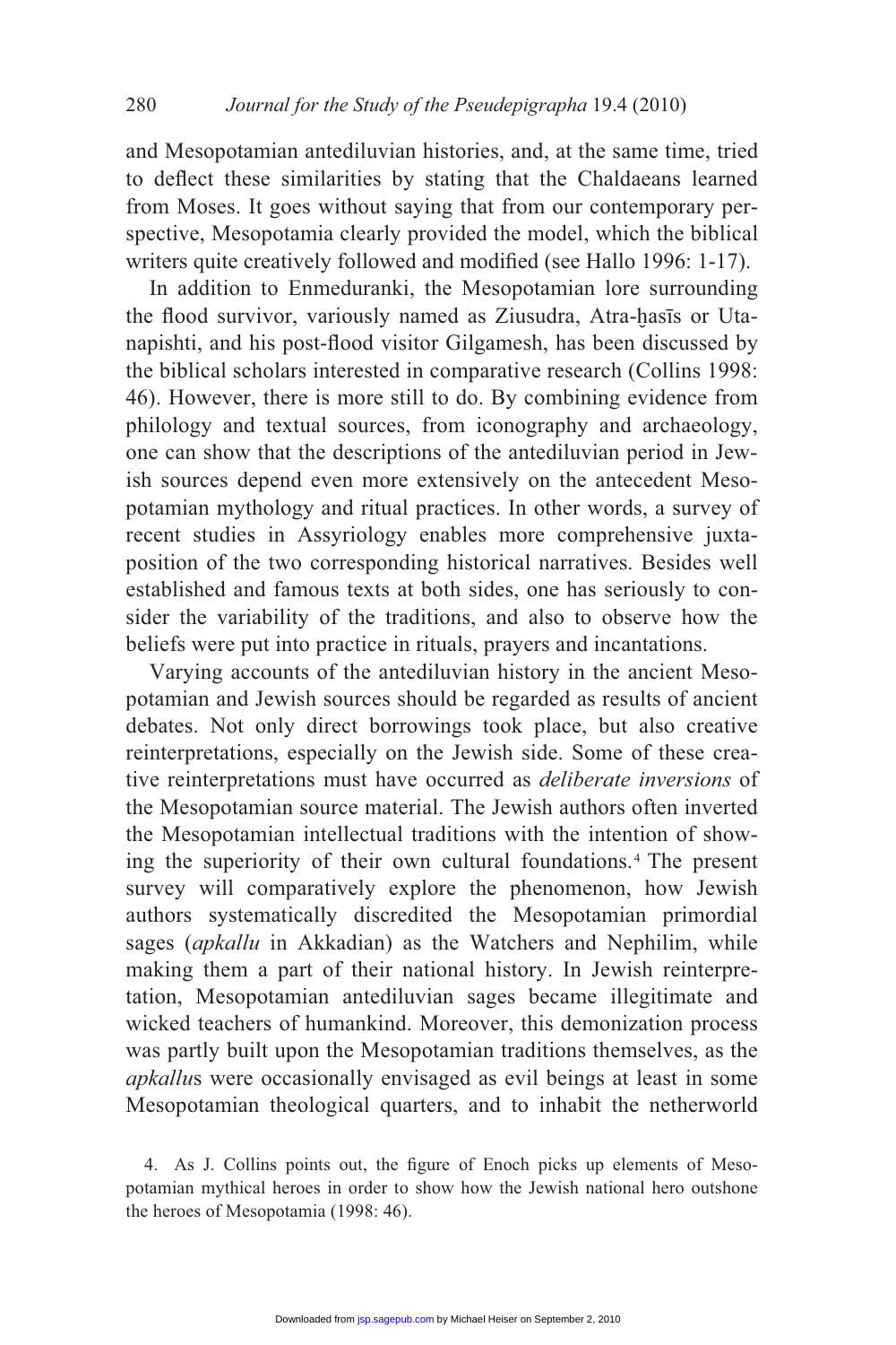and Mesopotamian antediluvian histories, and, at the same time, tried to deflect these similarities by stating that the Chaldaeans learned from Moses. It goes without saying that from our contemporary perspective, Mesopotamia clearly provided the model, which the biblical writers quite creatively followed and modified (see Hallo 1996: 1-17).

In addition to Enmeduranki, the Mesopotamian lore surrounding the flood survivor, variously named as Ziusudra, Atra-ḫasīs or Utanapishti, and his post-flood visitor Gilgamesh, has been discussed by the biblical scholars interested in comparative research (Collins 1998: 46). However, there is more still to do. By combining evidence from philology and textual sources, from iconography and archaeology, one can show that the descriptions of the antediluvian period in Jewish sources depend even more extensively on the antecedent Mesopotamian mythology and ritual practices. In other words, a survey of recent studies in Assyriology enables more comprehensive juxtaposition of the two corresponding historical narratives. Besides well established and famous texts at both sides, one has seriously to consider the variability of the traditions, and also to observe how the beliefs were put into practice in rituals, prayers and incantations.

Varying accounts of the antediluvian history in the ancient Mesopotamian and Jewish sources should be regarded as results of ancient debates. Not only direct borrowings took place, but also creative reinterpretations, especially on the Jewish side. Some of these creative reinterpretations must have occurred as *deliberate inversions* of the Mesopotamian source material. The Jewish authors often inverted the Mesopotamian intellectual traditions with the intention of showing the superiority of their own cultural foundations.[4] The present survey will comparatively explore the phenomenon, how Jewish authors systematically discredited the Mesopotamian primordial sages (*apkallu* in Akkadian) as the Watchers and Nephilim, while making them a part of their national history. In Jewish reinterpretation, Mesopotamian antediluvian sages became illegitimate and wicked teachers of humankind. Moreover, this demonization process was partly built upon the Mesopotamian traditions themselves, as the *apkallu*s were occasionally envisaged as evil beings at least in some Mesopotamian theological quarters, and to inhabit the netherworld

4. As J. Collins points out, the figure of Enoch picks up elements of Mesopotamian mythical heroes in order to show how the Jewish national hero outshone the heroes of Mesopotamia (1998: 46).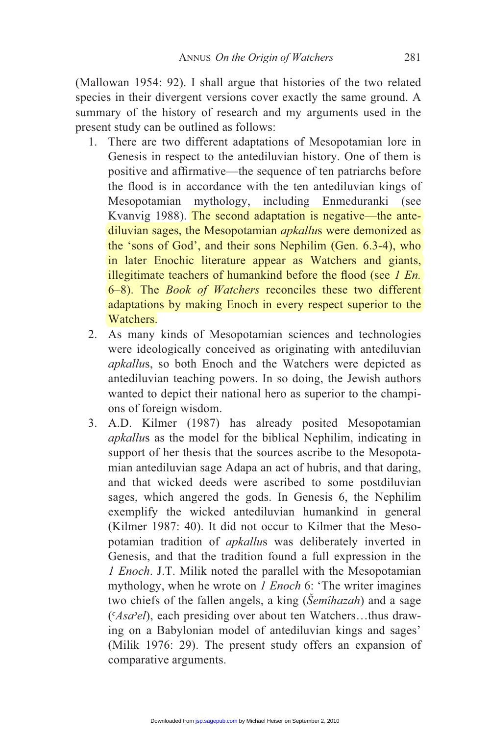(Mallowan 1954: 92). I shall argue that histories of the two related species in their divergent versions cover exactly the same ground. A summary of the history of research and my arguments used in the present study can be outlined as follows:

1. There are two different adaptations of Mesopotamian lore in Genesis in respect to the antediluvian history. One of them is positive and affirmative—the sequence of ten patriarchs before the flood is in accordance with the ten antediluvian kings of Mesopotamian mythology, including Enmeduranki (see Kvanvig 1988). The second adaptation is negative—the antediluvian sages, the Mesopotamian *apkallu*s were demonized as the 'sons of God', and their sons Nephilim (Gen. 6.3-4), who in later Enochic literature appear as Watchers and giants, illegitimate teachers of humankind before the flood (see *1 En.* 6–8). The *Book of Watchers* reconciles these two different adaptations by making Enoch in every respect superior to the Watchers.
2. As many kinds of Mesopotamian sciences and technologies were ideologically conceived as originating with antediluvian *apkallu*s, so both Enoch and the Watchers were depicted as antediluvian teaching powers. In so doing, the Jewish authors wanted to depict their national hero as superior to the champions of foreign wisdom.
3. A.D. Kilmer (1987) has already posited Mesopotamian *apkallu*s as the model for the biblical Nephilim, indicating in support of her thesis that the sources ascribe to the Mesopotamian antediluvian sage Adapa an act of hubris, and that daring, and that wicked deeds were ascribed to some postdiluvian sages, which angered the gods. In Genesis 6, the Nephilim exemplify the wicked antediluvian humankind in general (Kilmer 1987: 40). It did not occur to Kilmer that the Mesopotamian tradition of *apkallu*s was deliberately inverted in Genesis, and that the tradition found a full expression in the *1 Enoch*. J.T. Milik noted the parallel with the Mesopotamian mythology, when he wrote on *1 Enoch* 6: 'The writer imagines two chiefs of the fallen angels, a king (*Šemîhazah*) and a sage (*ʿAsaʾel*), each presiding over about ten Watchers…thus drawing on a Babylonian model of antediluvian kings and sages' (Milik 1976: 29). The present study offers an expansion of comparative arguments.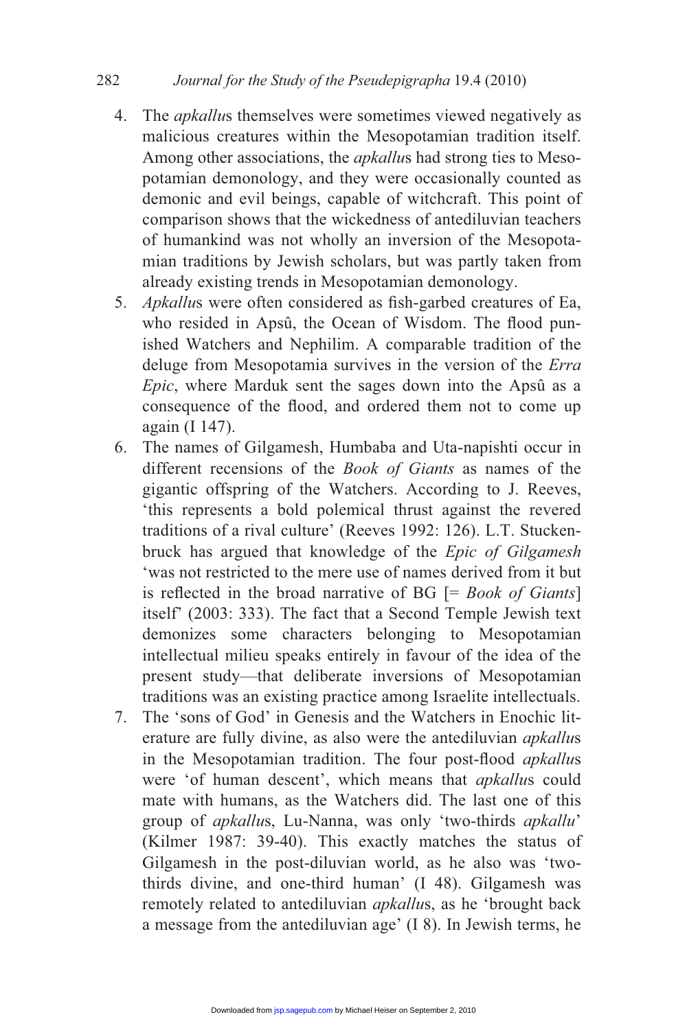4. The *apkallu*s themselves were sometimes viewed negatively as malicious creatures within the Mesopotamian tradition itself. Among other associations, the *apkallu*s had strong ties to Mesopotamian demonology, and they were occasionally counted as demonic and evil beings, capable of witchcraft. This point of comparison shows that the wickedness of antediluvian teachers of humankind was not wholly an inversion of the Mesopotamian traditions by Jewish scholars, but was partly taken from already existing trends in Mesopotamian demonology.
5. *Apkallu*s were often considered as fish-garbed creatures of Ea, who resided in Apsû, the Ocean of Wisdom. The flood punished Watchers and Nephilim. A comparable tradition of the deluge from Mesopotamia survives in the version of the *Erra Epic*, where Marduk sent the sages down into the Apsû as a consequence of the flood, and ordered them not to come up again (I 147).
6. The names of Gilgamesh, Humbaba and Uta-napishti occur in different recensions of the *Book of Giants* as names of the gigantic offspring of the Watchers. According to J. Reeves, 'this represents a bold polemical thrust against the revered traditions of a rival culture' (Reeves 1992: 126). L.T. Stuckenbruck has argued that knowledge of the *Epic of Gilgamesh* 'was not restricted to the mere use of names derived from it but is reflected in the broad narrative of BG [= *Book of Giants*] itself' (2003: 333). The fact that a Second Temple Jewish text demonizes some characters belonging to Mesopotamian intellectual milieu speaks entirely in favour of the idea of the present study—that deliberate inversions of Mesopotamian traditions was an existing practice among Israelite intellectuals.
7. The 'sons of God' in Genesis and the Watchers in Enochic literature are fully divine, as also were the antediluvian *apkallu*s in the Mesopotamian tradition. The four post-flood *apkallu*s were 'of human descent', which means that *apkallu*s could mate with humans, as the Watchers did. The last one of this group of *apkallu*s, Lu-Nanna, was only 'two-thirds *apkallu*' (Kilmer 1987: 39-40). This exactly matches the status of Gilgamesh in the post-diluvian world, as he also was 'two-thirds divine, and one-third human' (I 48). Gilgamesh was remotely related to antediluvian *apkallu*s, as he 'brought back a message from the antediluvian age' (I 8). In Jewish terms, he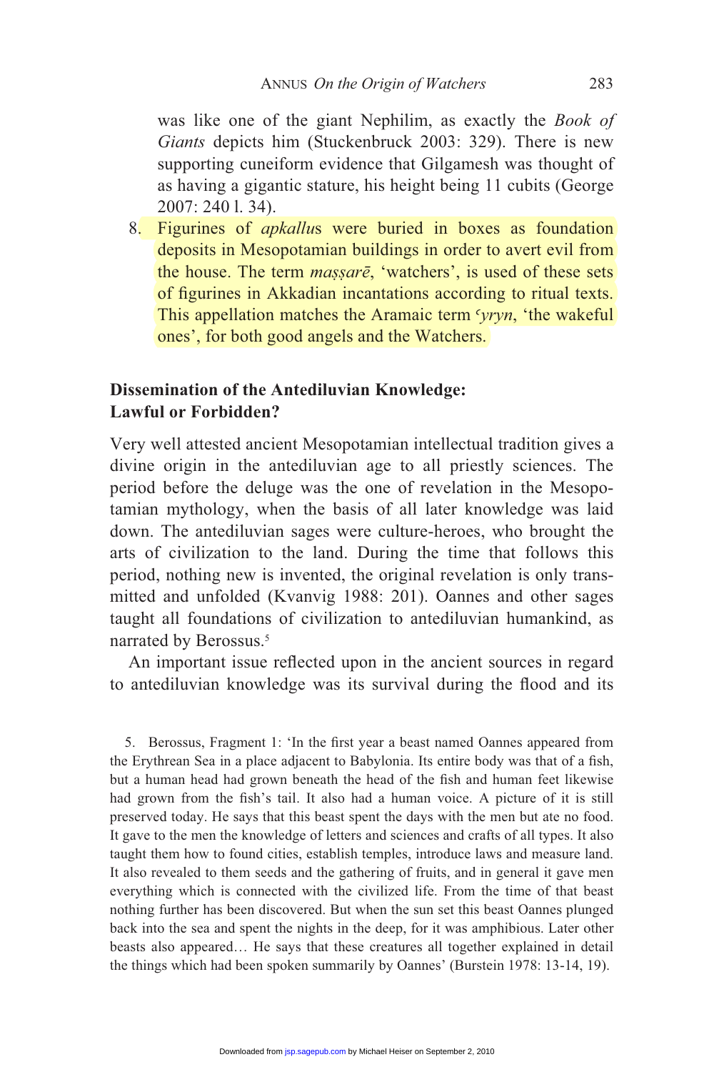was like one of the giant Nephilim, as exactly the *Book of Giants* depicts him (Stuckenbruck 2003: 329). There is new supporting cuneiform evidence that Gilgamesh was thought of as having a gigantic stature, his height being 11 cubits (George 2007: 240 l. 34).

8. Figurines of *apkallu*s were buried in boxes as foundation deposits in Mesopotamian buildings in order to avert evil from the house. The term *maṣṣarē*, 'watchers', is used of these sets of figurines in Akkadian incantations according to ritual texts. This appellation matches the Aramaic term *ʿyryn*, 'the wakeful ones', for both good angels and the Watchers.

## Dissemination of the Antediluvian Knowledge: Lawful or Forbidden?

Very well attested ancient Mesopotamian intellectual tradition gives a divine origin in the antediluvian age to all priestly sciences. The period before the deluge was the one of revelation in the Mesopotamian mythology, when the basis of all later knowledge was laid down. The antediluvian sages were culture-heroes, who brought the arts of civilization to the land. During the time that follows this period, nothing new is invented, the original revelation is only transmitted and unfolded (Kvanvig 1988: 201). Oannes and other sages taught all foundations of civilization to antediluvian humankind, as narrated by Berossus.[5]

An important issue reflected upon in the ancient sources in regard to antediluvian knowledge was its survival during the flood and its

5. Berossus, Fragment 1: 'In the first year a beast named Oannes appeared from the Erythrean Sea in a place adjacent to Babylonia. Its entire body was that of a fish, but a human head had grown beneath the head of the fish and human feet likewise had grown from the fish's tail. It also had a human voice. A picture of it is still preserved today. He says that this beast spent the days with the men but ate no food. It gave to the men the knowledge of letters and sciences and crafts of all types. It also taught them how to found cities, establish temples, introduce laws and measure land. It also revealed to them seeds and the gathering of fruits, and in general it gave men everything which is connected with the civilized life. From the time of that beast nothing further has been discovered. But when the sun set this beast Oannes plunged back into the sea and spent the nights in the deep, for it was amphibious. Later other beasts also appeared… He says that these creatures all together explained in detail the things which had been spoken summarily by Oannes' (Burstein 1978: 13-14, 19).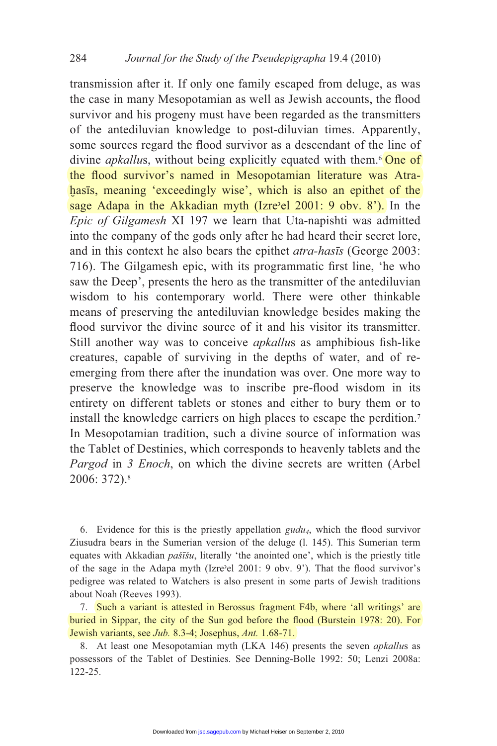transmission after it. If only one family escaped from deluge, as was the case in many Mesopotamian as well as Jewish accounts, the flood survivor and his progeny must have been regarded as the transmitters of the antediluvian knowledge to post-diluvian times. Apparently, some sources regard the flood survivor as a descendant of the line of divine *apkallu*s, without being explicitly equated with them.[6] One of the flood survivor's named in Mesopotamian literature was Atraḫasīs, meaning 'exceedingly wise', which is also an epithet of the sage Adapa in the Akkadian myth (Izreʾel 2001: 9 obv. 8'). In the *Epic of Gilgamesh* XI 197 we learn that Uta-napishti was admitted into the company of the gods only after he had heard their secret lore, and in this context he also bears the epithet *atra-hasīs* (George 2003: 716). The Gilgamesh epic, with its programmatic first line, 'he who saw the Deep', presents the hero as the transmitter of the antediluvian wisdom to his contemporary world. There were other thinkable means of preserving the antediluvian knowledge besides making the flood survivor the divine source of it and his visitor its transmitter. Still another way was to conceive *apkallu*s as amphibious fish-like creatures, capable of surviving in the depths of water, and of re-emerging from there after the inundation was over. One more way to preserve the knowledge was to inscribe pre-flood wisdom in its entirety on different tablets or stones and either to bury them or to install the knowledge carriers on high places to escape the perdition.[7] In Mesopotamian tradition, such a divine source of information was the Tablet of Destinies, which corresponds to heavenly tablets and the *Pargod* in *3 Enoch*, on which the divine secrets are written (Arbel 2006: 372).[8]

6. Evidence for this is the priestly appellation *gudu₄*, which the flood survivor Ziusudra bears in the Sumerian version of the deluge (l. 145). This Sumerian term equates with Akkadian *pašīšu*, literally 'the anointed one', which is the priestly title of the sage in the Adapa myth (Izreʾel 2001: 9 obv. 9'). That the flood survivor's pedigree was related to Watchers is also present in some parts of Jewish traditions about Noah (Reeves 1993).

7. Such a variant is attested in Berossus fragment F4b, where 'all writings' are buried in Sippar, the city of the Sun god before the flood (Burstein 1978: 20). For Jewish variants, see *Jub.* 8.3-4; Josephus, *Ant.* 1.68-71.

8. At least one Mesopotamian myth (LKA 146) presents the seven *apkallu*s as possessors of the Tablet of Destinies. See Denning-Bolle 1992: 50; Lenzi 2008a: 122-25.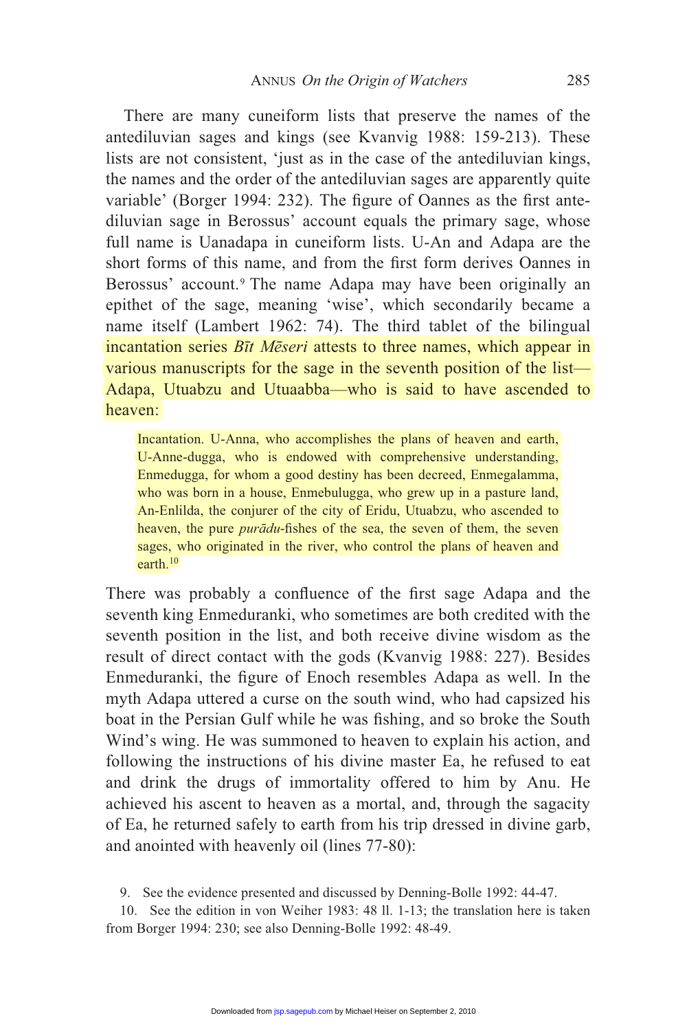There are many cuneiform lists that preserve the names of the antediluvian sages and kings (see Kvanvig 1988: 159-213). These lists are not consistent, 'just as in the case of the antediluvian kings, the names and the order of the antediluvian sages are apparently quite variable' (Borger 1994: 232). The figure of Oannes as the first antediluvian sage in Berossus' account equals the primary sage, whose full name is Uanadapa in cuneiform lists. U-An and Adapa are the short forms of this name, and from the first form derives Oannes in Berossus' account.[9] The name Adapa may have been originally an epithet of the sage, meaning 'wise', which secondarily became a name itself (Lambert 1962: 74). The third tablet of the bilingual incantation series *Bīt Mēseri* attests to three names, which appear in various manuscripts for the sage in the seventh position of the list—Adapa, Utuabzu and Utuaabba—who is said to have ascended to heaven:

> Incantation. U-Anna, who accomplishes the plans of heaven and earth, U-Anne-dugga, who is endowed with comprehensive understanding, Enmedugga, for whom a good destiny has been decreed, Enmegalamma, who was born in a house, Enmebulugga, who grew up in a pasture land, An-Enlilda, the conjurer of the city of Eridu, Utuabzu, who ascended to heaven, the pure *purādu*-fishes of the sea, the seven of them, the seven sages, who originated in the river, who control the plans of heaven and earth.[10]

There was probably a confluence of the first sage Adapa and the seventh king Enmeduranki, who sometimes are both credited with the seventh position in the list, and both receive divine wisdom as the result of direct contact with the gods (Kvanvig 1988: 227). Besides Enmeduranki, the figure of Enoch resembles Adapa as well. In the myth Adapa uttered a curse on the south wind, who had capsized his boat in the Persian Gulf while he was fishing, and so broke the South Wind's wing. He was summoned to heaven to explain his action, and following the instructions of his divine master Ea, he refused to eat and drink the drugs of immortality offered to him by Anu. He achieved his ascent to heaven as a mortal, and, through the sagacity of Ea, he returned safely to earth from his trip dressed in divine garb, and anointed with heavenly oil (lines 77-80):

9. See the evidence presented and discussed by Denning-Bolle 1992: 44-47.

10. See the edition in von Weiher 1983: 48 ll. 1-13; the translation here is taken from Borger 1994: 230; see also Denning-Bolle 1992: 48-49.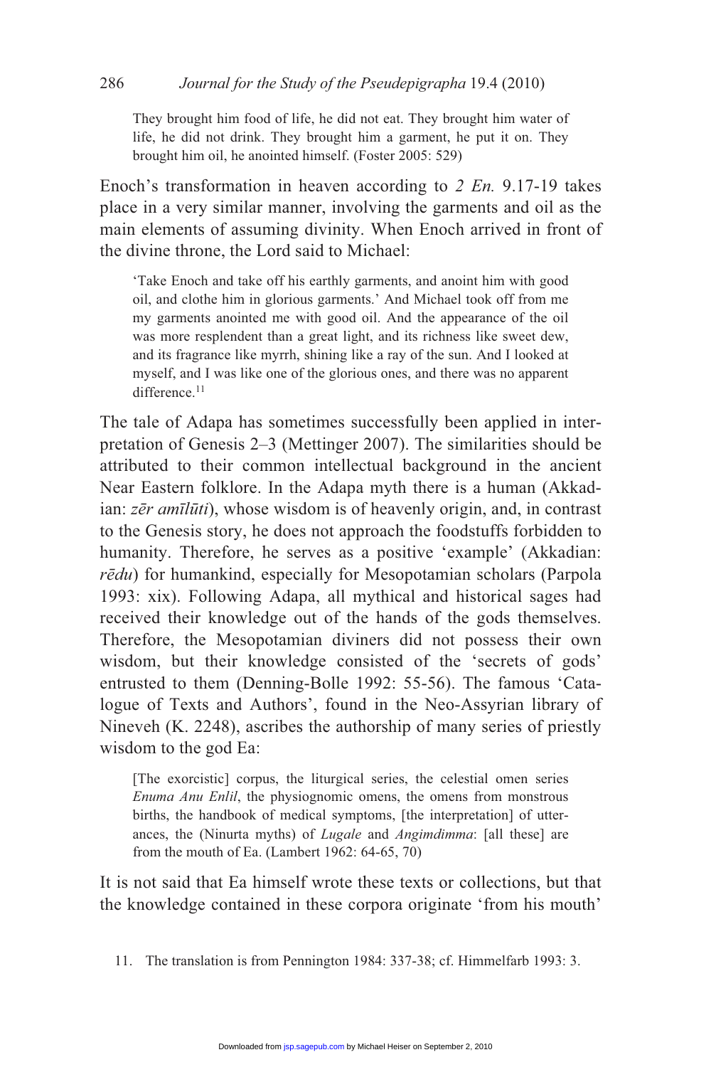They brought him food of life, he did not eat. They brought him water of life, he did not drink. They brought him a garment, he put it on. They brought him oil, he anointed himself. (Foster 2005: 529)

Enoch's transformation in heaven according to *2 En.* 9.17-19 takes place in a very similar manner, involving the garments and oil as the main elements of assuming divinity. When Enoch arrived in front of the divine throne, the Lord said to Michael:

> 'Take Enoch and take off his earthly garments, and anoint him with good oil, and clothe him in glorious garments.' And Michael took off from me my garments anointed me with good oil. And the appearance of the oil was more resplendent than a great light, and its richness like sweet dew, and its fragrance like myrrh, shining like a ray of the sun. And I looked at myself, and I was like one of the glorious ones, and there was no apparent difference.[11]

The tale of Adapa has sometimes successfully been applied in interpretation of Genesis 2–3 (Mettinger 2007). The similarities should be attributed to their common intellectual background in the ancient Near Eastern folklore. In the Adapa myth there is a human (Akkadian: *zēr amīlūti*), whose wisdom is of heavenly origin, and, in contrast to the Genesis story, he does not approach the foodstuffs forbidden to humanity. Therefore, he serves as a positive 'example' (Akkadian: *rēdu*) for humankind, especially for Mesopotamian scholars (Parpola 1993: xix). Following Adapa, all mythical and historical sages had received their knowledge out of the hands of the gods themselves. Therefore, the Mesopotamian diviners did not possess their own wisdom, but their knowledge consisted of the 'secrets of gods' entrusted to them (Denning-Bolle 1992: 55-56). The famous 'Catalogue of Texts and Authors', found in the Neo-Assyrian library of Nineveh (K. 2248), ascribes the authorship of many series of priestly wisdom to the god Ea:

> [The exorcistic] corpus, the liturgical series, the celestial omen series *Enuma Anu Enlil*, the physiognomic omens, the omens from monstrous births, the handbook of medical symptoms, [the interpretation] of utterances, the (Ninurta myths) of *Lugale* and *Angimdimma*: [all these] are from the mouth of Ea. (Lambert 1962: 64-65, 70)

It is not said that Ea himself wrote these texts or collections, but that the knowledge contained in these corpora originate 'from his mouth'

11. The translation is from Pennington 1984: 337-38; cf. Himmelfarb 1993: 3.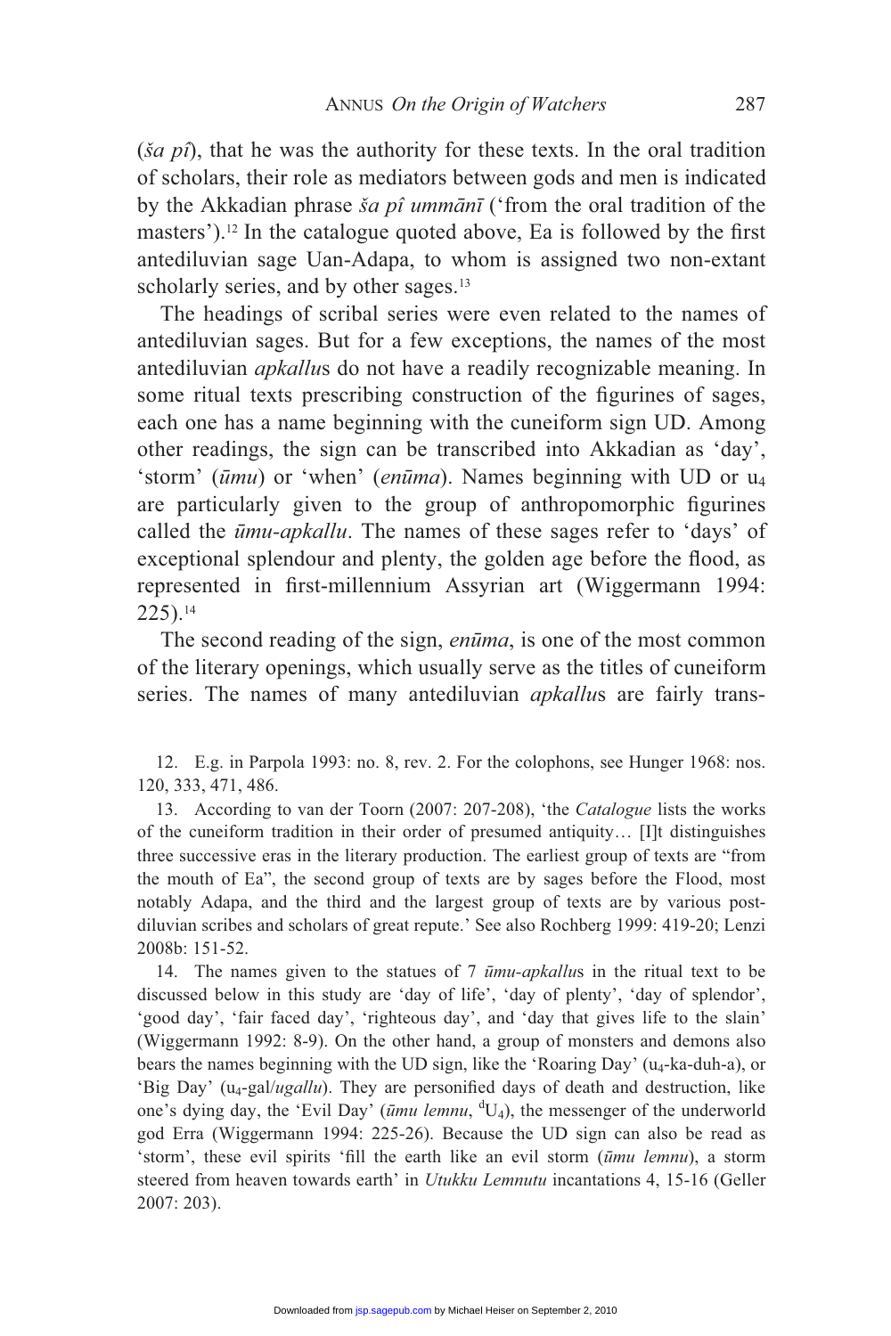(*ša pî*), that he was the authority for these texts. In the oral tradition of scholars, their role as mediators between gods and men is indicated by the Akkadian phrase *ša pî ummānī* ('from the oral tradition of the masters').[12] In the catalogue quoted above, Ea is followed by the first antediluvian sage Uan-Adapa, to whom is assigned two non-extant scholarly series, and by other sages.[13]

The headings of scribal series were even related to the names of antediluvian sages. But for a few exceptions, the names of the most antediluvian *apkallu*s do not have a readily recognizable meaning. In some ritual texts prescribing construction of the figurines of sages, each one has a name beginning with the cuneiform sign UD. Among other readings, the sign can be transcribed into Akkadian as 'day', 'storm' (*ūmu*) or 'when' (*enūma*). Names beginning with UD or $u_4$ are particularly given to the group of anthropomorphic figurines called the *ūmu-apkallu*. The names of these sages refer to 'days' of exceptional splendour and plenty, the golden age before the flood, as represented in first-millennium Assyrian art (Wiggermann 1994: 225).[14]

The second reading of the sign, *enūma*, is one of the most common of the literary openings, which usually serve as the titles of cuneiform series. The names of many antediluvian *apkallu*s are fairly trans-

12. E.g. in Parpola 1993: no. 8, rev. 2. For the colophons, see Hunger 1968: nos. 120, 333, 471, 486.

13. According to van der Toorn (2007: 207-208), 'the *Catalogue* lists the works of the cuneiform tradition in their order of presumed antiquity… [I]t distinguishes three successive eras in the literary production. The earliest group of texts are "from the mouth of Ea", the second group of texts are by sages before the Flood, most notably Adapa, and the third and the largest group of texts are by various post-diluvian scribes and scholars of great repute.' See also Rochberg 1999: 419-20; Lenzi 2008b: 151-52.

14. The names given to the statues of 7 *ūmu-apkallu*s in the ritual text to be discussed below in this study are 'day of life', 'day of plenty', 'day of splendor', 'good day', 'fair faced day', 'righteous day', and 'day that gives life to the slain' (Wiggermann 1992: 8-9). On the other hand, a group of monsters and demons also bears the names beginning with the UD sign, like the 'Roaring Day' ($u_4$-ka-duh-a), or 'Big Day' ($u_4$-gal/*ugallu*). They are personified days of death and destruction, like one's dying day, the 'Evil Day' (*ūmu lemnu*, $^{d}U_4$), the messenger of the underworld god Erra (Wiggermann 1994: 225-26). Because the UD sign can also be read as 'storm', these evil spirits 'fill the earth like an evil storm (*ūmu lemnu*), a storm steered from heaven towards earth' in *Utukku Lemnutu* incantations 4, 15-16 (Geller 2007: 203).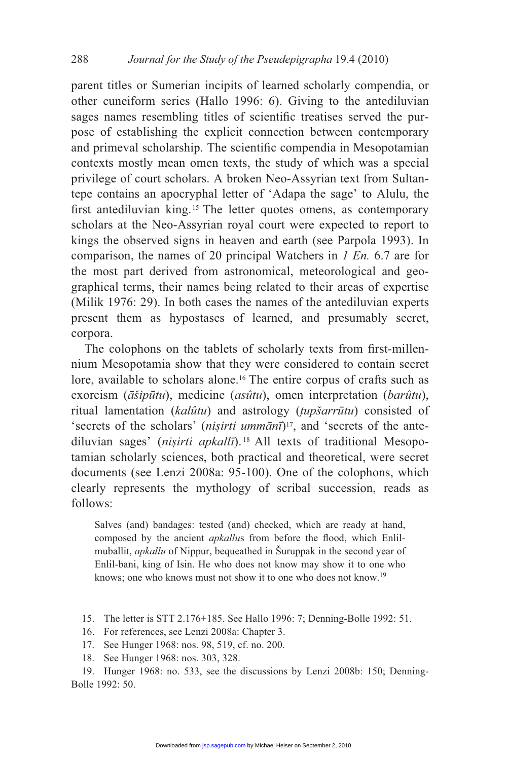parent titles or Sumerian incipits of learned scholarly compendia, or other cuneiform series (Hallo 1996: 6). Giving to the antediluvian sages names resembling titles of scientific treatises served the purpose of establishing the explicit connection between contemporary and primeval scholarship. The scientific compendia in Mesopotamian contexts mostly mean omen texts, the study of which was a special privilege of court scholars. A broken Neo-Assyrian text from Sultantepe contains an apocryphal letter of 'Adapa the sage' to Alulu, the first antediluvian king.[15] The letter quotes omens, as contemporary scholars at the Neo-Assyrian royal court were expected to report to kings the observed signs in heaven and earth (see Parpola 1993). In comparison, the names of 20 principal Watchers in *1 En.* 6.7 are for the most part derived from astronomical, meteorological and geographical terms, their names being related to their areas of expertise (Milik 1976: 29). In both cases the names of the antediluvian experts present them as hypostases of learned, and presumably secret, corpora.

The colophons on the tablets of scholarly texts from first-millennium Mesopotamia show that they were considered to contain secret lore, available to scholars alone.[16] The entire corpus of crafts such as exorcism (*āšipūtu*), medicine (*asûtu*), omen interpretation (*barûtu*), ritual lamentation (*kalûtu*) and astrology (*ṭupšarrūtu*) consisted of 'secrets of the scholars' (*niṣirti ummānī*)[17], and 'secrets of the antediluvian sages' (*niṣirti apkallī*).[18] All texts of traditional Mesopotamian scholarly sciences, both practical and theoretical, were secret documents (see Lenzi 2008a: 95-100). One of the colophons, which clearly represents the mythology of scribal succession, reads as follows:

> Salves (and) bandages: tested (and) checked, which are ready at hand, composed by the ancient *apkallu*s from before the flood, which Enlil-muballit, *apkallu* of Nippur, bequeathed in Šuruppak in the second year of Enlil-bani, king of Isin. He who does not know may show it to one who knows; one who knows must not show it to one who does not know.[19]

15. The letter is STT 2.176+185. See Hallo 1996: 7; Denning-Bolle 1992: 51.

16. For references, see Lenzi 2008a: Chapter 3.

17. See Hunger 1968: nos. 98, 519, cf. no. 200.

18. See Hunger 1968: nos. 303, 328.

19. Hunger 1968: no. 533, see the discussions by Lenzi 2008b: 150; Denning-Bolle 1992: 50.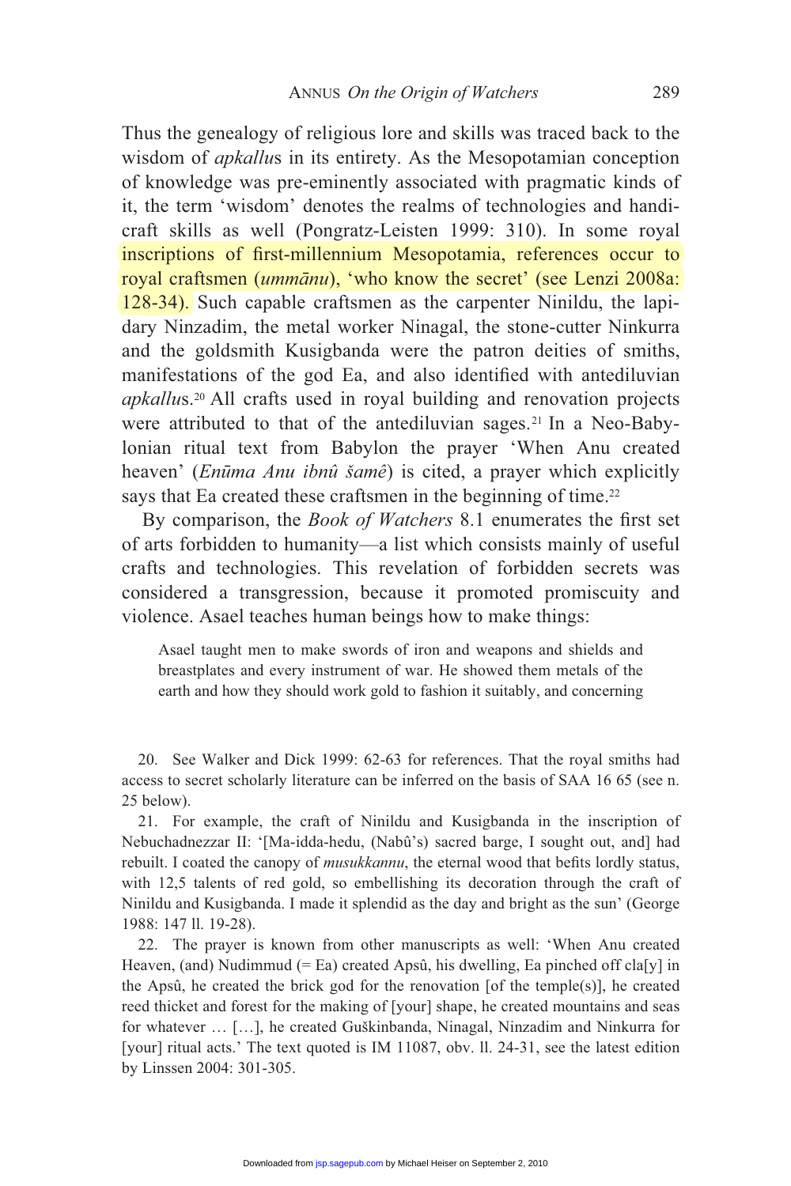Thus the genealogy of religious lore and skills was traced back to the wisdom of *apkallu*s in its entirety. As the Mesopotamian conception of knowledge was pre-eminently associated with pragmatic kinds of it, the term 'wisdom' denotes the realms of technologies and handicraft skills as well (Pongratz-Leisten 1999: 310). In some royal inscriptions of first-millennium Mesopotamia, references occur to royal craftsmen (*ummānu*), 'who know the secret' (see Lenzi 2008a: 128-34). Such capable craftsmen as the carpenter Ninildu, the lapidary Ninzadim, the metal worker Ninagal, the stone-cutter Ninkurra and the goldsmith Kusigbanda were the patron deities of smiths, manifestations of the god Ea, and also identified with antediluvian *apkallu*s.[20] All crafts used in royal building and renovation projects were attributed to that of the antediluvian sages.[21] In a Neo-Babylonian ritual text from Babylon the prayer 'When Anu created heaven' (*Enūma Anu ibnû šamê*) is cited, a prayer which explicitly says that Ea created these craftsmen in the beginning of time.[22]

By comparison, the *Book of Watchers* 8.1 enumerates the first set of arts forbidden to humanity—a list which consists mainly of useful crafts and technologies. This revelation of forbidden secrets was considered a transgression, because it promoted promiscuity and violence. Asael teaches human beings how to make things:

> Asael taught men to make swords of iron and weapons and shields and breastplates and every instrument of war. He showed them metals of the earth and how they should work gold to fashion it suitably, and concerning

20. See Walker and Dick 1999: 62-63 for references. That the royal smiths had access to secret scholarly literature can be inferred on the basis of SAA 16 65 (see n. 25 below).

21. For example, the craft of Ninildu and Kusigbanda in the inscription of Nebuchadnezzar II: '[Ma-idda-hedu, (Nabû's) sacred barge, I sought out, and] had rebuilt. I coated the canopy of *musukkannu*, the eternal wood that befits lordly status, with 12,5 talents of red gold, so embellishing its decoration through the craft of Ninildu and Kusigbanda. I made it splendid as the day and bright as the sun' (George 1988: 147 ll. 19-28).

22. The prayer is known from other manuscripts as well: 'When Anu created Heaven, (and) Nudimmud (= Ea) created Apsû, his dwelling, Ea pinched off cla[y] in the Apsû, he created the brick god for the renovation [of the temple(s)], he created reed thicket and forest for the making of [your] shape, he created mountains and seas for whatever … […], he created Guškinbanda, Ninagal, Ninzadim and Ninkurra for [your] ritual acts.' The text quoted is IM 11087, obv. ll. 24-31, see the latest edition by Linssen 2004: 301-305.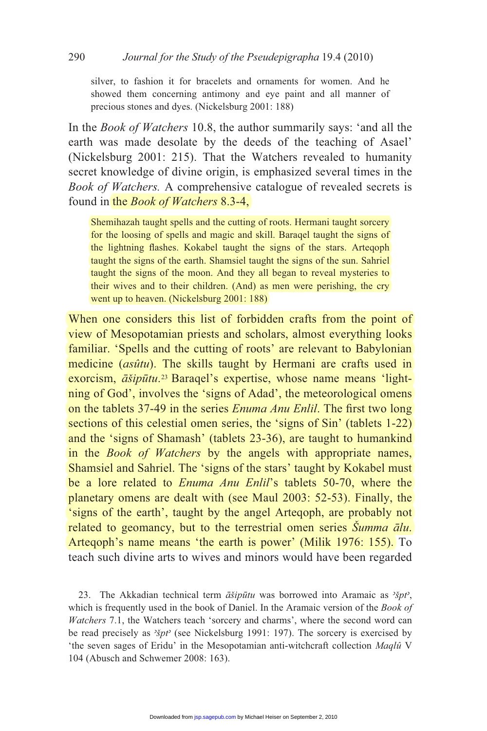> silver, to fashion it for bracelets and ornaments for women. And he showed them concerning antimony and eye paint and all manner of precious stones and dyes. (Nickelsburg 2001: 188)

In the *Book of Watchers* 10.8, the author summarily says: 'and all the earth was made desolate by the deeds of the teaching of Asael' (Nickelsburg 2001: 215). That the Watchers revealed to humanity secret knowledge of divine origin, is emphasized several times in the *Book of Watchers.* A comprehensive catalogue of revealed secrets is found in the *Book of Watchers* 8.3-4,

> Shemihazah taught spells and the cutting of roots. Hermani taught sorcery for the loosing of spells and magic and skill. Baraqel taught the signs of the lightning flashes. Kokabel taught the signs of the stars. Arteqoph taught the signs of the earth. Shamsiel taught the signs of the sun. Sahriel taught the signs of the moon. And they all began to reveal mysteries to their wives and to their children. (And) as men were perishing, the cry went up to heaven. (Nickelsburg 2001: 188)

When one considers this list of forbidden crafts from the point of view of Mesopotamian priests and scholars, almost everything looks familiar. 'Spells and the cutting of roots' are relevant to Babylonian medicine (*asûtu*). The skills taught by Hermani are crafts used in exorcism, *āšipūtu*.[23] Baraqel's expertise, whose name means 'lightning of God', involves the 'signs of Adad', the meteorological omens on the tablets 37-49 in the series *Enuma Anu Enlil*. The first two long sections of this celestial omen series, the 'signs of Sin' (tablets 1-22) and the 'signs of Shamash' (tablets 23-36), are taught to humankind in the *Book of Watchers* by the angels with appropriate names, Shamsiel and Sahriel. The 'signs of the stars' taught by Kokabel must be a lore related to *Enuma Anu Enlil*'s tablets 50-70, where the planetary omens are dealt with (see Maul 2003: 52-53). Finally, the 'signs of the earth', taught by the angel Arteqoph, are probably not related to geomancy, but to the terrestrial omen series *Šumma ālu*. Arteqoph's name means 'the earth is power' (Milik 1976: 155). To teach such divine arts to wives and minors would have been regarded

23. The Akkadian technical term *āšipūtu* was borrowed into Aramaic as *ʾšpṭʾ*, which is frequently used in the book of Daniel. In the Aramaic version of the *Book of Watchers* 7.1, the Watchers teach 'sorcery and charms', where the second word can be read precisely as *ʾšpṭʾ* (see Nickelsburg 1991: 197). The sorcery is exercised by 'the seven sages of Eridu' in the Mesopotamian anti-witchcraft collection *Maqlû* V 104 (Abusch and Schwemer 2008: 163).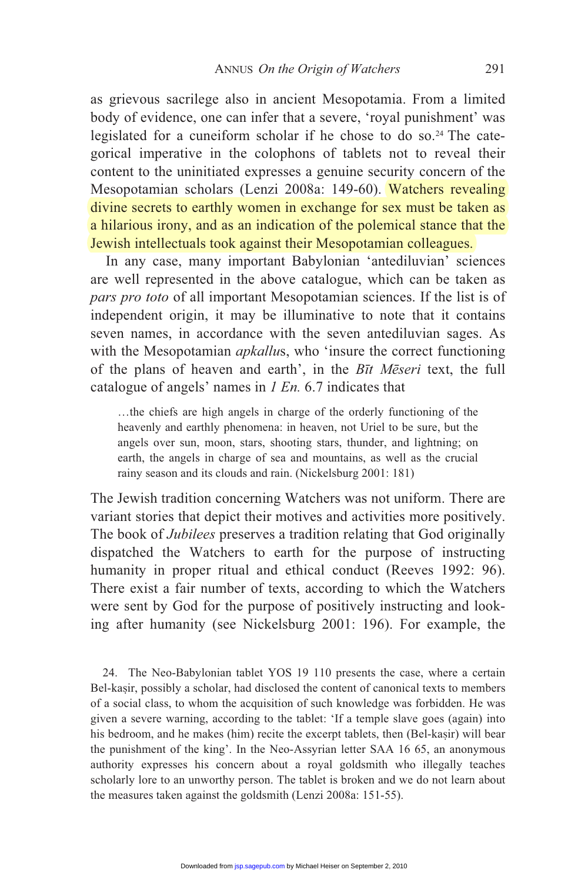as grievous sacrilege also in ancient Mesopotamia. From a limited body of evidence, one can infer that a severe, 'royal punishment' was legislated for a cuneiform scholar if he chose to do so.[24] The categorical imperative in the colophons of tablets not to reveal their content to the uninitiated expresses a genuine security concern of the Mesopotamian scholars (Lenzi 2008a: 149-60). Watchers revealing divine secrets to earthly women in exchange for sex must be taken as a hilarious irony, and as an indication of the polemical stance that the Jewish intellectuals took against their Mesopotamian colleagues.

In any case, many important Babylonian 'antediluvian' sciences are well represented in the above catalogue, which can be taken as *pars pro toto* of all important Mesopotamian sciences. If the list is of independent origin, it may be illuminative to note that it contains seven names, in accordance with the seven antediluvian sages. As with the Mesopotamian *apkallu*s, who 'insure the correct functioning of the plans of heaven and earth', in the *Bīt Mēseri* text, the full catalogue of angels' names in *1 En.* 6.7 indicates that

> …the chiefs are high angels in charge of the orderly functioning of the heavenly and earthly phenomena: in heaven, not Uriel to be sure, but the angels over sun, moon, stars, shooting stars, thunder, and lightning; on earth, the angels in charge of sea and mountains, as well as the crucial rainy season and its clouds and rain. (Nickelsburg 2001: 181)

The Jewish tradition concerning Watchers was not uniform. There are variant stories that depict their motives and activities more positively. The book of *Jubilees* preserves a tradition relating that God originally dispatched the Watchers to earth for the purpose of instructing humanity in proper ritual and ethical conduct (Reeves 1992: 96). There exist a fair number of texts, according to which the Watchers were sent by God for the purpose of positively instructing and looking after humanity (see Nickelsburg 2001: 196). For example, the

24. The Neo-Babylonian tablet YOS 19 110 presents the case, where a certain Bel-kaṣir, possibly a scholar, had disclosed the content of canonical texts to members of a social class, to whom the acquisition of such knowledge was forbidden. He was given a severe warning, according to the tablet: 'If a temple slave goes (again) into his bedroom, and he makes (him) recite the excerpt tablets, then (Bel-kaṣir) will bear the punishment of the king'. In the Neo-Assyrian letter SAA 16 65, an anonymous authority expresses his concern about a royal goldsmith who illegally teaches scholarly lore to an unworthy person. The tablet is broken and we do not learn about the measures taken against the goldsmith (Lenzi 2008a: 151-55).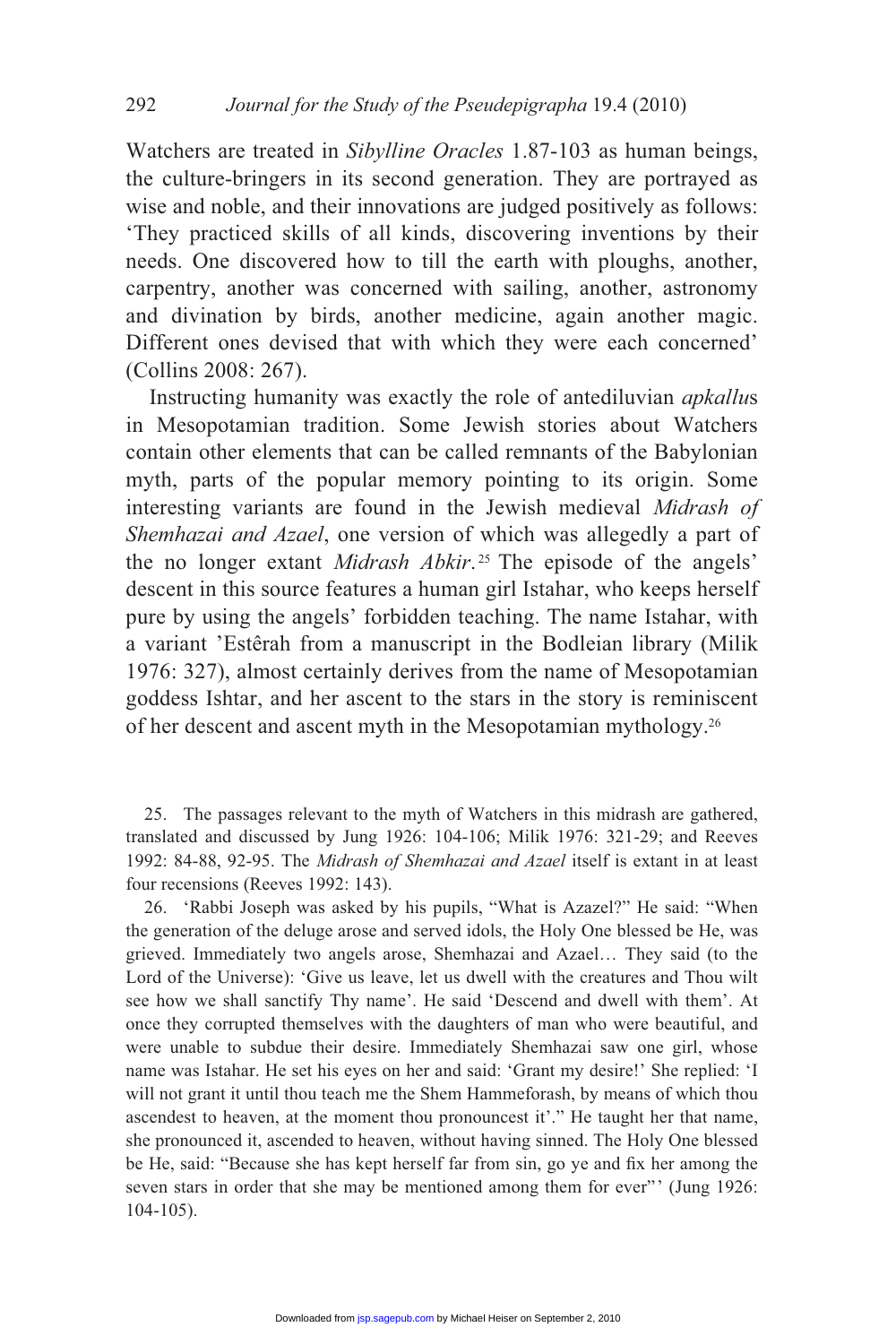Watchers are treated in *Sibylline Oracles* 1.87-103 as human beings, the culture-bringers in its second generation. They are portrayed as wise and noble, and their innovations are judged positively as follows: 'They practiced skills of all kinds, discovering inventions by their needs. One discovered how to till the earth with ploughs, another, carpentry, another was concerned with sailing, another, astronomy and divination by birds, another medicine, again another magic. Different ones devised that with which they were each concerned' (Collins 2008: 267).

Instructing humanity was exactly the role of antediluvian *apkallu*s in Mesopotamian tradition. Some Jewish stories about Watchers contain other elements that can be called remnants of the Babylonian myth, parts of the popular memory pointing to its origin. Some interesting variants are found in the Jewish medieval *Midrash of Shemhazai and Azael*, one version of which was allegedly a part of the no longer extant *Midrash Abkir*.[25] The episode of the angels' descent in this source features a human girl Istahar, who keeps herself pure by using the angels' forbidden teaching. The name Istahar, with a variant 'Estêrah from a manuscript in the Bodleian library (Milik 1976: 327), almost certainly derives from the name of Mesopotamian goddess Ishtar, and her ascent to the stars in the story is reminiscent of her descent and ascent myth in the Mesopotamian mythology.[26]

25. The passages relevant to the myth of Watchers in this midrash are gathered, translated and discussed by Jung 1926: 104-106; Milik 1976: 321-29; and Reeves 1992: 84-88, 92-95. The *Midrash of Shemhazai and Azael* itself is extant in at least four recensions (Reeves 1992: 143).

26. 'Rabbi Joseph was asked by his pupils, "What is Azazel?" He said: "When the generation of the deluge arose and served idols, the Holy One blessed be He, was grieved. Immediately two angels arose, Shemhazai and Azael… They said (to the Lord of the Universe): 'Give us leave, let us dwell with the creatures and Thou wilt see how we shall sanctify Thy name'. He said 'Descend and dwell with them'. At once they corrupted themselves with the daughters of man who were beautiful, and were unable to subdue their desire. Immediately Shemhazai saw one girl, whose name was Istahar. He set his eyes on her and said: 'Grant my desire!' She replied: 'I will not grant it until thou teach me the Shem Hammeforash, by means of which thou ascendest to heaven, at the moment thou pronouncest it'." He taught her that name, she pronounced it, ascended to heaven, without having sinned. The Holy One blessed be He, said: "Because she has kept herself far from sin, go ye and fix her among the seven stars in order that she may be mentioned among them for ever"' (Jung 1926: 104-105).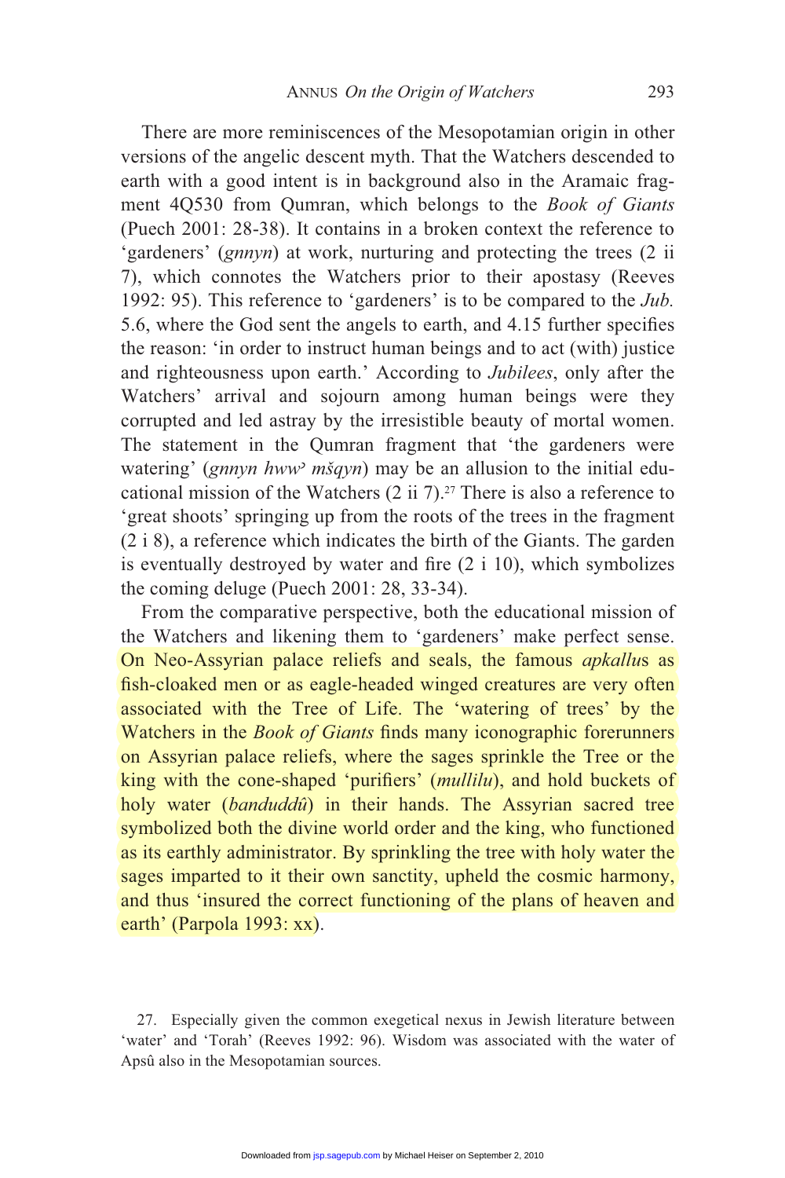There are more reminiscences of the Mesopotamian origin in other versions of the angelic descent myth. That the Watchers descended to earth with a good intent is in background also in the Aramaic fragment 4Q530 from Qumran, which belongs to the *Book of Giants* (Puech 2001: 28-38). It contains in a broken context the reference to 'gardeners' (*gnnyn*) at work, nurturing and protecting the trees (2 ii 7), which connotes the Watchers prior to their apostasy (Reeves 1992: 95). This reference to 'gardeners' is to be compared to the *Jub.* 5.6, where the God sent the angels to earth, and 4.15 further specifies the reason: 'in order to instruct human beings and to act (with) justice and righteousness upon earth.' According to *Jubilees*, only after the Watchers' arrival and sojourn among human beings were they corrupted and led astray by the irresistible beauty of mortal women. The statement in the Qumran fragment that 'the gardeners were watering' (*gnnyn hwwʾ mšqyn*) may be an allusion to the initial educational mission of the Watchers (2 ii 7).[27] There is also a reference to 'great shoots' springing up from the roots of the trees in the fragment (2 i 8), a reference which indicates the birth of the Giants. The garden is eventually destroyed by water and fire (2 i 10), which symbolizes the coming deluge (Puech 2001: 28, 33-34).

From the comparative perspective, both the educational mission of the Watchers and likening them to 'gardeners' make perfect sense. On Neo-Assyrian palace reliefs and seals, the famous *apkallu*s as fish-cloaked men or as eagle-headed winged creatures are very often associated with the Tree of Life. The 'watering of trees' by the Watchers in the *Book of Giants* finds many iconographic forerunners on Assyrian palace reliefs, where the sages sprinkle the Tree or the king with the cone-shaped 'purifiers' (*mullilu*), and hold buckets of holy water (*banduddû*) in their hands. The Assyrian sacred tree symbolized both the divine world order and the king, who functioned as its earthly administrator. By sprinkling the tree with holy water the sages imparted to it their own sanctity, upheld the cosmic harmony, and thus 'insured the correct functioning of the plans of heaven and earth' (Parpola 1993: xx).

---

27. Especially given the common exegetical nexus in Jewish literature between 'water' and 'Torah' (Reeves 1992: 96). Wisdom was associated with the water of Apsû also in the Mesopotamian sources.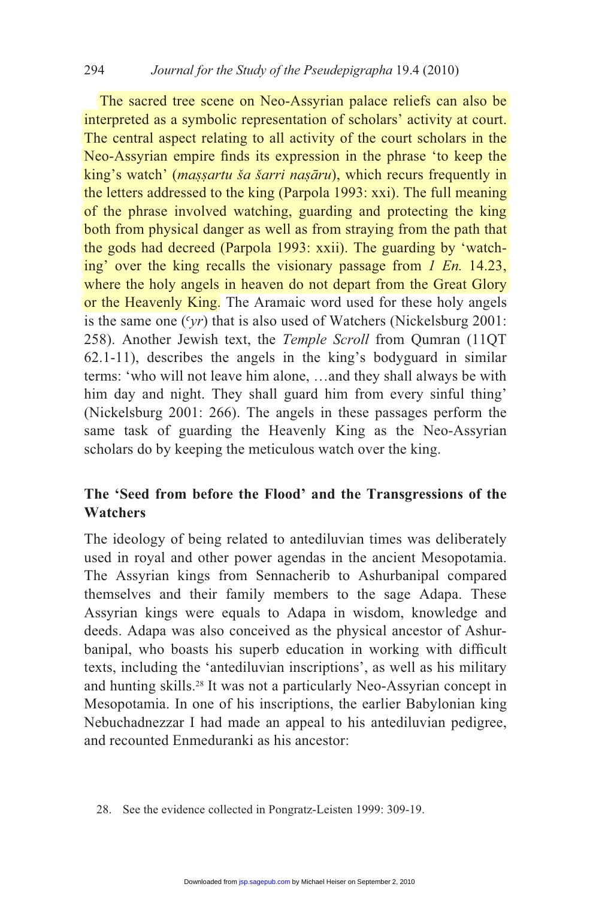The sacred tree scene on Neo-Assyrian palace reliefs can also be interpreted as a symbolic representation of scholars' activity at court. The central aspect relating to all activity of the court scholars in the Neo-Assyrian empire finds its expression in the phrase 'to keep the king's watch' (*maṣṣartu ša šarri naṣāru*), which recurs frequently in the letters addressed to the king (Parpola 1993: xxi). The full meaning of the phrase involved watching, guarding and protecting the king both from physical danger as well as from straying from the path that the gods had decreed (Parpola 1993: xxii). The guarding by 'watching' over the king recalls the visionary passage from *1 En.* 14.23, where the holy angels in heaven do not depart from the Great Glory or the Heavenly King. The Aramaic word used for these holy angels is the same one (*ʿyr*) that is also used of Watchers (Nickelsburg 2001: 258). Another Jewish text, the *Temple Scroll* from Qumran (11QT 62.1-11), describes the angels in the king's bodyguard in similar terms: 'who will not leave him alone, …and they shall always be with him day and night. They shall guard him from every sinful thing' (Nickelsburg 2001: 266). The angels in these passages perform the same task of guarding the Heavenly King as the Neo-Assyrian scholars do by keeping the meticulous watch over the king.

## The 'Seed from before the Flood' and the Transgressions of the Watchers

The ideology of being related to antediluvian times was deliberately used in royal and other power agendas in the ancient Mesopotamia. The Assyrian kings from Sennacherib to Ashurbanipal compared themselves and their family members to the sage Adapa. These Assyrian kings were equals to Adapa in wisdom, knowledge and deeds. Adapa was also conceived as the physical ancestor of Ashurbanipal, who boasts his superb education in working with difficult texts, including the 'antediluvian inscriptions', as well as his military and hunting skills.[28] It was not a particularly Neo-Assyrian concept in Mesopotamia. In one of his inscriptions, the earlier Babylonian king Nebuchadnezzar I had made an appeal to his antediluvian pedigree, and recounted Enmeduranki as his ancestor:

28. See the evidence collected in Pongratz-Leisten 1999: 309-19.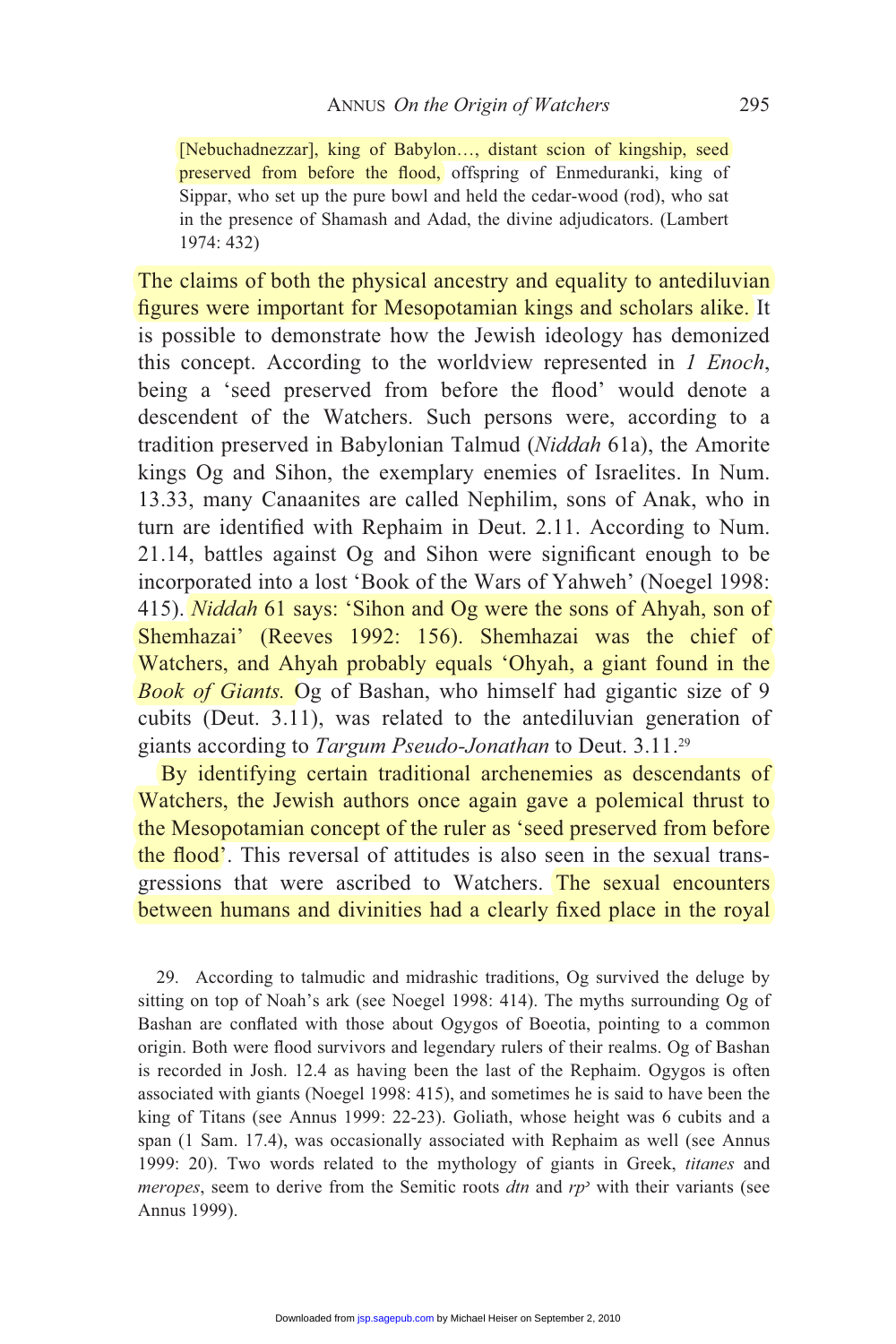> [Nebuchadnezzar], king of Babylon…, distant scion of kingship, seed preserved from before the flood, offspring of Enmeduranki, king of Sippar, who set up the pure bowl and held the cedar-wood (rod), who sat in the presence of Shamash and Adad, the divine adjudicators. (Lambert 1974: 432)

The claims of both the physical ancestry and equality to antediluvian figures were important for Mesopotamian kings and scholars alike. It is possible to demonstrate how the Jewish ideology has demonized this concept. According to the worldview represented in *1 Enoch*, being a 'seed preserved from before the flood' would denote a descendent of the Watchers. Such persons were, according to a tradition preserved in Babylonian Talmud (*Niddah* 61a), the Amorite kings Og and Sihon, the exemplary enemies of Israelites. In Num. 13.33, many Canaanites are called Nephilim, sons of Anak, who in turn are identified with Rephaim in Deut. 2.11. According to Num. 21.14, battles against Og and Sihon were significant enough to be incorporated into a lost 'Book of the Wars of Yahweh' (Noegel 1998: 415). *Niddah* 61 says: 'Sihon and Og were the sons of Ahyah, son of Shemhazai' (Reeves 1992: 156). Shemhazai was the chief of Watchers, and Ahyah probably equals 'Ohyah, a giant found in the *Book of Giants.* Og of Bashan, who himself had gigantic size of 9 cubits (Deut. 3.11), was related to the antediluvian generation of giants according to *Targum Pseudo-Jonathan* to Deut. 3.11.[29]

By identifying certain traditional archenemies as descendants of Watchers, the Jewish authors once again gave a polemical thrust to the Mesopotamian concept of the ruler as 'seed preserved from before the flood'. This reversal of attitudes is also seen in the sexual transgressions that were ascribed to Watchers. The sexual encounters between humans and divinities had a clearly fixed place in the royal

29. According to talmudic and midrashic traditions, Og survived the deluge by sitting on top of Noah's ark (see Noegel 1998: 414). The myths surrounding Og of Bashan are conflated with those about Ogygos of Boeotia, pointing to a common origin. Both were flood survivors and legendary rulers of their realms. Og of Bashan is recorded in Josh. 12.4 as having been the last of the Rephaim. Ogygos is often associated with giants (Noegel 1998: 415), and sometimes he is said to have been the king of Titans (see Annus 1999: 22-23). Goliath, whose height was 6 cubits and a span (1 Sam. 17.4), was occasionally associated with Rephaim as well (see Annus 1999: 20). Two words related to the mythology of giants in Greek, *titanes* and *meropes*, seem to derive from the Semitic roots *dtn* and *rpʾ* with their variants (see Annus 1999).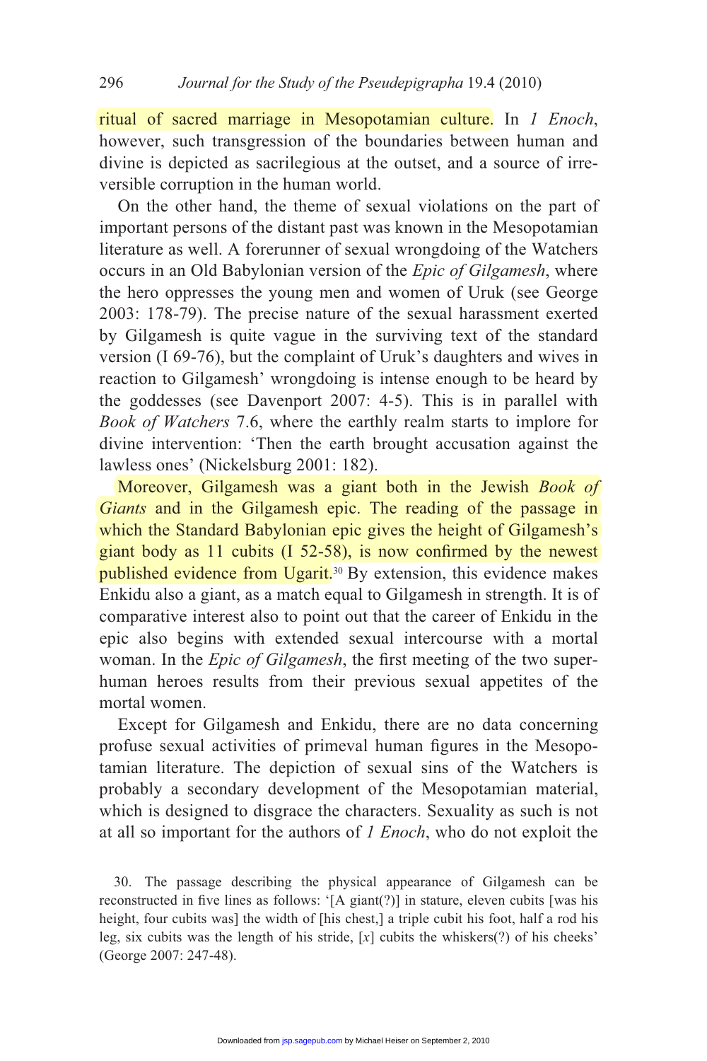ritual of sacred marriage in Mesopotamian culture. In *1 Enoch*, however, such transgression of the boundaries between human and divine is depicted as sacrilegious at the outset, and a source of irreversible corruption in the human world.

On the other hand, the theme of sexual violations on the part of important persons of the distant past was known in the Mesopotamian literature as well. A forerunner of sexual wrongdoing of the Watchers occurs in an Old Babylonian version of the *Epic of Gilgamesh*, where the hero oppresses the young men and women of Uruk (see George 2003: 178-79). The precise nature of the sexual harassment exerted by Gilgamesh is quite vague in the surviving text of the standard version (I 69-76), but the complaint of Uruk's daughters and wives in reaction to Gilgamesh' wrongdoing is intense enough to be heard by the goddesses (see Davenport 2007: 4-5). This is in parallel with *Book of Watchers* 7.6, where the earthly realm starts to implore for divine intervention: 'Then the earth brought accusation against the lawless ones' (Nickelsburg 2001: 182).

Moreover, Gilgamesh was a giant both in the Jewish *Book of Giants* and in the Gilgamesh epic. The reading of the passage in which the Standard Babylonian epic gives the height of Gilgamesh's giant body as 11 cubits (I 52-58), is now confirmed by the newest published evidence from Ugarit.[30] By extension, this evidence makes Enkidu also a giant, as a match equal to Gilgamesh in strength. It is of comparative interest also to point out that the career of Enkidu in the epic also begins with extended sexual intercourse with a mortal woman. In the *Epic of Gilgamesh*, the first meeting of the two superhuman heroes results from their previous sexual appetites of the mortal women.

Except for Gilgamesh and Enkidu, there are no data concerning profuse sexual activities of primeval human figures in the Mesopotamian literature. The depiction of sexual sins of the Watchers is probably a secondary development of the Mesopotamian material, which is designed to disgrace the characters. Sexuality as such is not at all so important for the authors of *1 Enoch*, who do not exploit the

30. The passage describing the physical appearance of Gilgamesh can be reconstructed in five lines as follows: '[A giant(?)] in stature, eleven cubits [was his height, four cubits was] the width of [his chest,] a triple cubit his foot, half a rod his leg, six cubits was the length of his stride, [*x*] cubits the whiskers(?) of his cheeks' (George 2007: 247-48).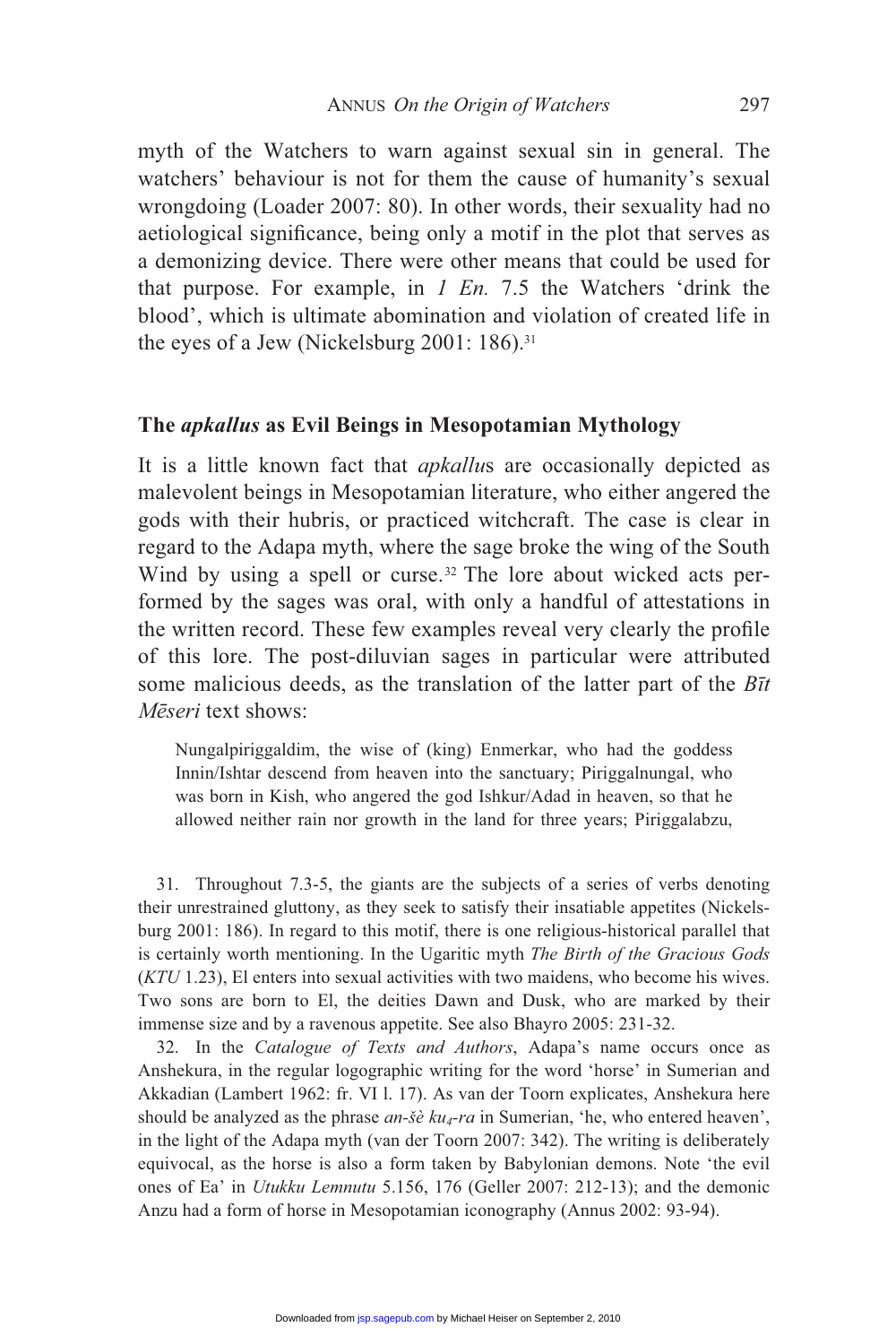myth of the Watchers to warn against sexual sin in general. The watchers' behaviour is not for them the cause of humanity's sexual wrongdoing (Loader 2007: 80). In other words, their sexuality had no aetiological significance, being only a motif in the plot that serves as a demonizing device. There were other means that could be used for that purpose. For example, in *1 En.* 7.5 the Watchers 'drink the blood', which is ultimate abomination and violation of created life in the eyes of a Jew (Nickelsburg 2001: 186).[31]

## The *apkallus* as Evil Beings in Mesopotamian Mythology

It is a little known fact that *apkallu*s are occasionally depicted as malevolent beings in Mesopotamian literature, who either angered the gods with their hubris, or practiced witchcraft. The case is clear in regard to the Adapa myth, where the sage broke the wing of the South Wind by using a spell or curse.[32] The lore about wicked acts performed by the sages was oral, with only a handful of attestations in the written record. These few examples reveal very clearly the profile of this lore. The post-diluvian sages in particular were attributed some malicious deeds, as the translation of the latter part of the *Bīt Mēseri* text shows:

> Nungalpiriggaldim, the wise of (king) Enmerkar, who had the goddess Innin/Ishtar descend from heaven into the sanctuary; Piriggalnungal, who was born in Kish, who angered the god Ishkur/Adad in heaven, so that he allowed neither rain nor growth in the land for three years; Piriggalabzu,

31. Throughout 7.3-5, the giants are the subjects of a series of verbs denoting their unrestrained gluttony, as they seek to satisfy their insatiable appetites (Nickelsburg 2001: 186). In regard to this motif, there is one religious-historical parallel that is certainly worth mentioning. In the Ugaritic myth *The Birth of the Gracious Gods* (*KTU* 1.23), El enters into sexual activities with two maidens, who become his wives. Two sons are born to El, the deities Dawn and Dusk, who are marked by their immense size and by a ravenous appetite. See also Bhayro 2005: 231-32.

32. In the *Catalogue of Texts and Authors*, Adapa's name occurs once as Anshekura, in the regular logographic writing for the word 'horse' in Sumerian and Akkadian (Lambert 1962: fr. VI l. 17). As van der Toorn explicates, Anshekura here should be analyzed as the phrase *an-šè ku$_4$-ra* in Sumerian, 'he, who entered heaven', in the light of the Adapa myth (van der Toorn 2007: 342). The writing is deliberately equivocal, as the horse is also a form taken by Babylonian demons. Note 'the evil ones of Ea' in *Utukku Lemnutu* 5.156, 176 (Geller 2007: 212-13); and the demonic Anzu had a form of horse in Mesopotamian iconography (Annus 2002: 93-94).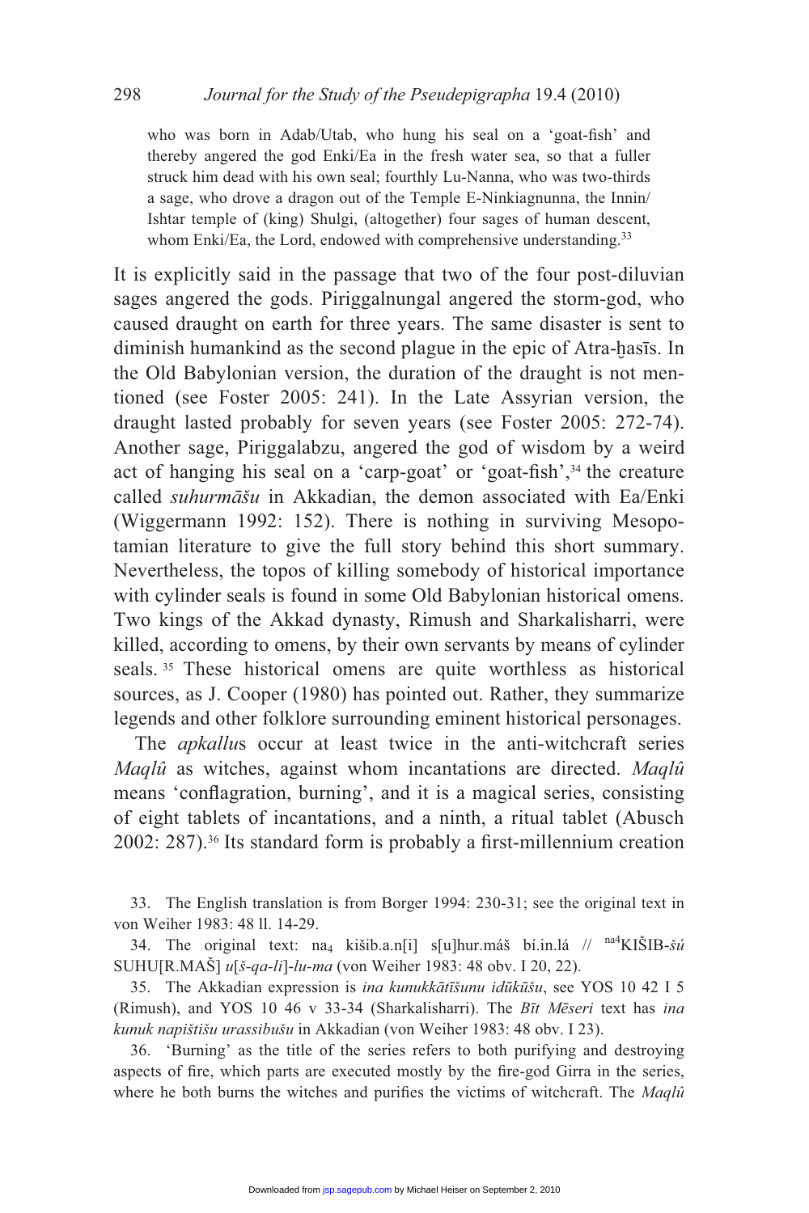who was born in Adab/Utab, who hung his seal on a 'goat-fish' and thereby angered the god Enki/Ea in the fresh water sea, so that a fuller struck him dead with his own seal; fourthly Lu-Nanna, who was two-thirds a sage, who drove a dragon out of the Temple E-Ninkiagnunna, the Innin/Ishtar temple of (king) Shulgi, (altogether) four sages of human descent, whom Enki/Ea, the Lord, endowed with comprehensive understanding.[33]

It is explicitly said in the passage that two of the four post-diluvian sages angered the gods. Piriggalnungal angered the storm-god, who caused draught on earth for three years. The same disaster is sent to diminish humankind as the second plague in the epic of Atra-ḫasīs. In the Old Babylonian version, the duration of the draught is not mentioned (see Foster 2005: 241). In the Late Assyrian version, the draught lasted probably for seven years (see Foster 2005: 272-74). Another sage, Piriggalabzu, angered the god of wisdom by a weird act of hanging his seal on a 'carp-goat' or 'goat-fish',[34] the creature called *suhurmāšu* in Akkadian, the demon associated with Ea/Enki (Wiggermann 1992: 152). There is nothing in surviving Mesopotamian literature to give the full story behind this short summary. Nevertheless, the topos of killing somebody of historical importance with cylinder seals is found in some Old Babylonian historical omens. Two kings of the Akkad dynasty, Rimush and Sharkalisharri, were killed, according to omens, by their own servants by means of cylinder seals.[35] These historical omens are quite worthless as historical sources, as J. Cooper (1980) has pointed out. Rather, they summarize legends and other folklore surrounding eminent historical personages.

The *apkallu*s occur at least twice in the anti-witchcraft series *Maqlû* as witches, against whom incantations are directed. *Maqlû* means 'conflagration, burning', and it is a magical series, consisting of eight tablets of incantations, and a ninth, a ritual tablet (Abusch 2002: 287).[36] Its standard form is probably a first-millennium creation

33. The English translation is from Borger 1994: 230-31; see the original text in von Weiher 1983: 48 ll. 14-29.

34. The original text: na$_4$ kišib.a.n[i] s[u]hur.máš bí.in.lá // $^{na4}$KIŠIB-*šú* SUHU[R.MAŠ] *u*[*š-qa-li*]-*lu-ma* (von Weiher 1983: 48 obv. I 20, 22).

35. The Akkadian expression is *ina kunukkātīšunu idūkūšu*, see YOS 10 42 I 5 (Rimush), and YOS 10 46 v 33-34 (Sharkalisharri). The *Bīt Mēseri* text has *ina kunuk napištišu urassibušu* in Akkadian (von Weiher 1983: 48 obv. I 23).

36. 'Burning' as the title of the series refers to both purifying and destroying aspects of fire, which parts are executed mostly by the fire-god Girra in the series, where he both burns the witches and purifies the victims of witchcraft. The *Maqlû*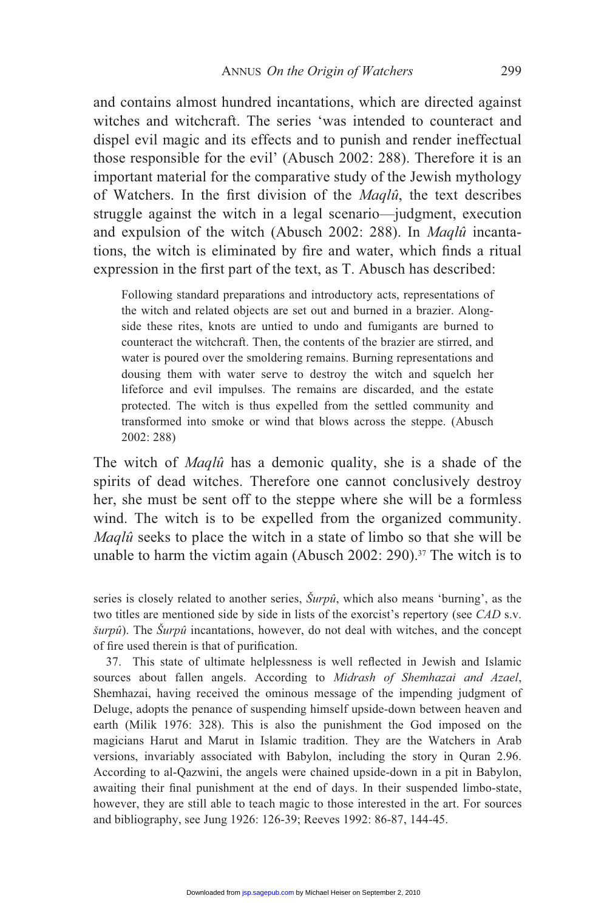and contains almost hundred incantations, which are directed against witches and witchcraft. The series 'was intended to counteract and dispel evil magic and its effects and to punish and render ineffectual those responsible for the evil' (Abusch 2002: 288). Therefore it is an important material for the comparative study of the Jewish mythology of Watchers. In the first division of the *Maqlû*, the text describes struggle against the witch in a legal scenario—judgment, execution and expulsion of the witch (Abusch 2002: 288). In *Maqlû* incantations, the witch is eliminated by fire and water, which finds a ritual expression in the first part of the text, as T. Abusch has described:

> Following standard preparations and introductory acts, representations of the witch and related objects are set out and burned in a brazier. Alongside these rites, knots are untied to undo and fumigants are burned to counteract the witchcraft. Then, the contents of the brazier are stirred, and water is poured over the smoldering remains. Burning representations and dousing them with water serve to destroy the witch and squelch her lifeforce and evil impulses. The remains are discarded, and the estate protected. The witch is thus expelled from the settled community and transformed into smoke or wind that blows across the steppe. (Abusch 2002: 288)

The witch of *Maqlû* has a demonic quality, she is a shade of the spirits of dead witches. Therefore one cannot conclusively destroy her, she must be sent off to the steppe where she will be a formless wind. The witch is to be expelled from the organized community. *Maqlû* seeks to place the witch in a state of limbo so that she will be unable to harm the victim again (Abusch 2002: 290).[37] The witch is to

series is closely related to another series, *Šurpû*, which also means 'burning', as the two titles are mentioned side by side in lists of the exorcist's repertory (see *CAD* s.v. *šurpû*). The *Šurpû* incantations, however, do not deal with witches, and the concept of fire used therein is that of purification.

37. This state of ultimate helplessness is well reflected in Jewish and Islamic sources about fallen angels. According to *Midrash of Shemhazai and Azael*, Shemhazai, having received the ominous message of the impending judgment of Deluge, adopts the penance of suspending himself upside-down between heaven and earth (Milik 1976: 328). This is also the punishment the God imposed on the magicians Harut and Marut in Islamic tradition. They are the Watchers in Arab versions, invariably associated with Babylon, including the story in Quran 2.96. According to al-Qazwini, the angels were chained upside-down in a pit in Babylon, awaiting their final punishment at the end of days. In their suspended limbo-state, however, they are still able to teach magic to those interested in the art. For sources and bibliography, see Jung 1926: 126-39; Reeves 1992: 86-87, 144-45.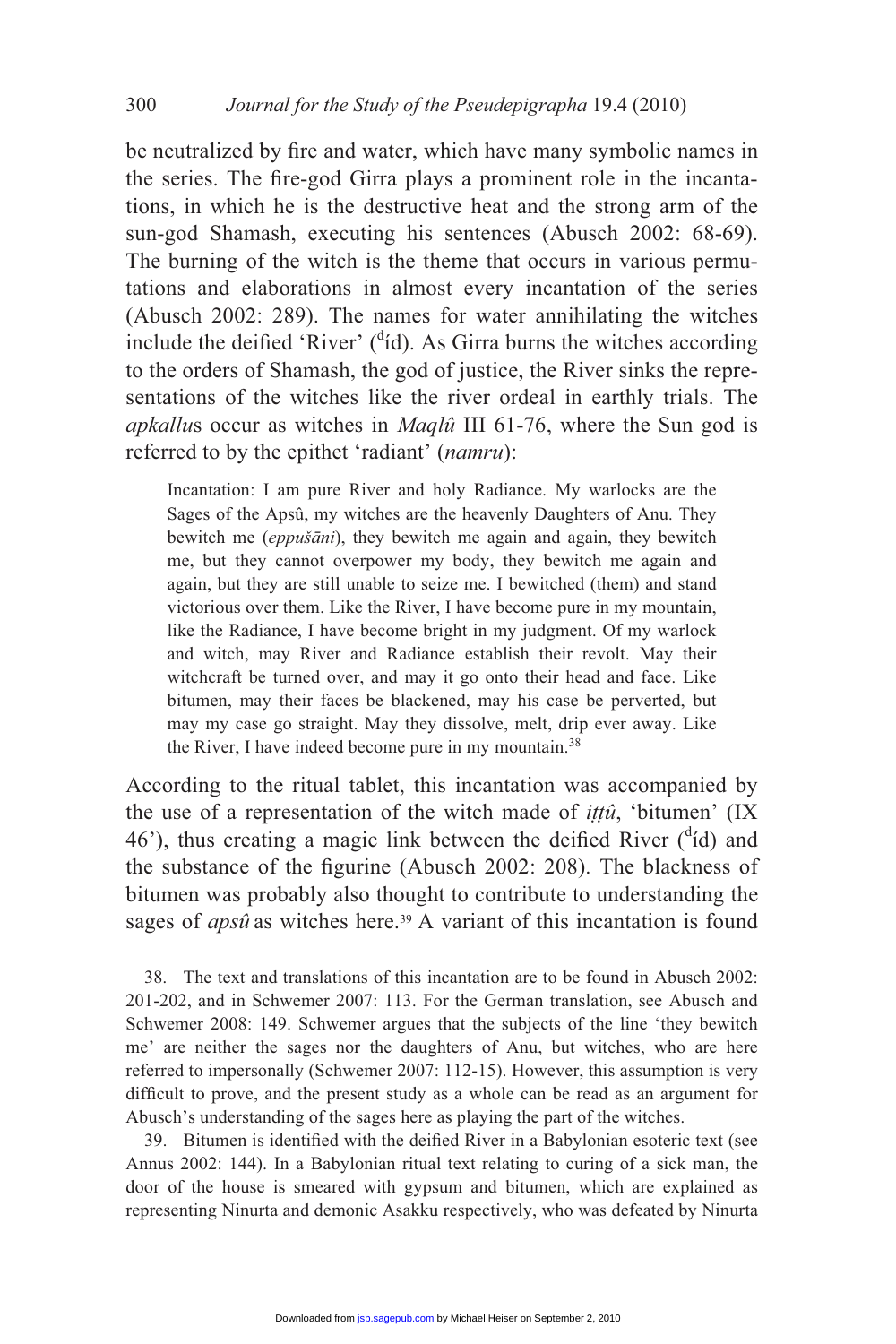be neutralized by fire and water, which have many symbolic names in the series. The fire-god Girra plays a prominent role in the incantations, in which he is the destructive heat and the strong arm of the sun-god Shamash, executing his sentences (Abusch 2002: 68-69). The burning of the witch is the theme that occurs in various permutations and elaborations in almost every incantation of the series (Abusch 2002: 289). The names for water annihilating the witches include the deified 'River' ($^{d}$íd). As Girra burns the witches according to the orders of Shamash, the god of justice, the River sinks the representations of the witches like the river ordeal in earthly trials. The *apkallu*s occur as witches in *Maqlû* III 61-76, where the Sun god is referred to by the epithet 'radiant' (*namru*):

> Incantation: I am pure River and holy Radiance. My warlocks are the Sages of the Apsû, my witches are the heavenly Daughters of Anu. They bewitch me (*eppušāni*), they bewitch me again and again, they bewitch me, but they cannot overpower my body, they bewitch me again and again, but they are still unable to seize me. I bewitched (them) and stand victorious over them. Like the River, I have become pure in my mountain, like the Radiance, I have become bright in my judgment. Of my warlock and witch, may River and Radiance establish their revolt. May their witchcraft be turned over, and may it go onto their head and face. Like bitumen, may their faces be blackened, may his case be perverted, but may my case go straight. May they dissolve, melt, drip ever away. Like the River, I have indeed become pure in my mountain.[38]

According to the ritual tablet, this incantation was accompanied by the use of a representation of the witch made of *iṭṭû*, 'bitumen' (IX 46'), thus creating a magic link between the deified River ($^{d}$íd) and the substance of the figurine (Abusch 2002: 208). The blackness of bitumen was probably also thought to contribute to understanding the sages of *apsû* as witches here.[39] A variant of this incantation is found

38. The text and translations of this incantation are to be found in Abusch 2002: 201-202, and in Schwemer 2007: 113. For the German translation, see Abusch and Schwemer 2008: 149. Schwemer argues that the subjects of the line 'they bewitch me' are neither the sages nor the daughters of Anu, but witches, who are here referred to impersonally (Schwemer 2007: 112-15). However, this assumption is very difficult to prove, and the present study as a whole can be read as an argument for Abusch's understanding of the sages here as playing the part of the witches.

39. Bitumen is identified with the deified River in a Babylonian esoteric text (see Annus 2002: 144). In a Babylonian ritual text relating to curing of a sick man, the door of the house is smeared with gypsum and bitumen, which are explained as representing Ninurta and demonic Asakku respectively, who was defeated by Ninurta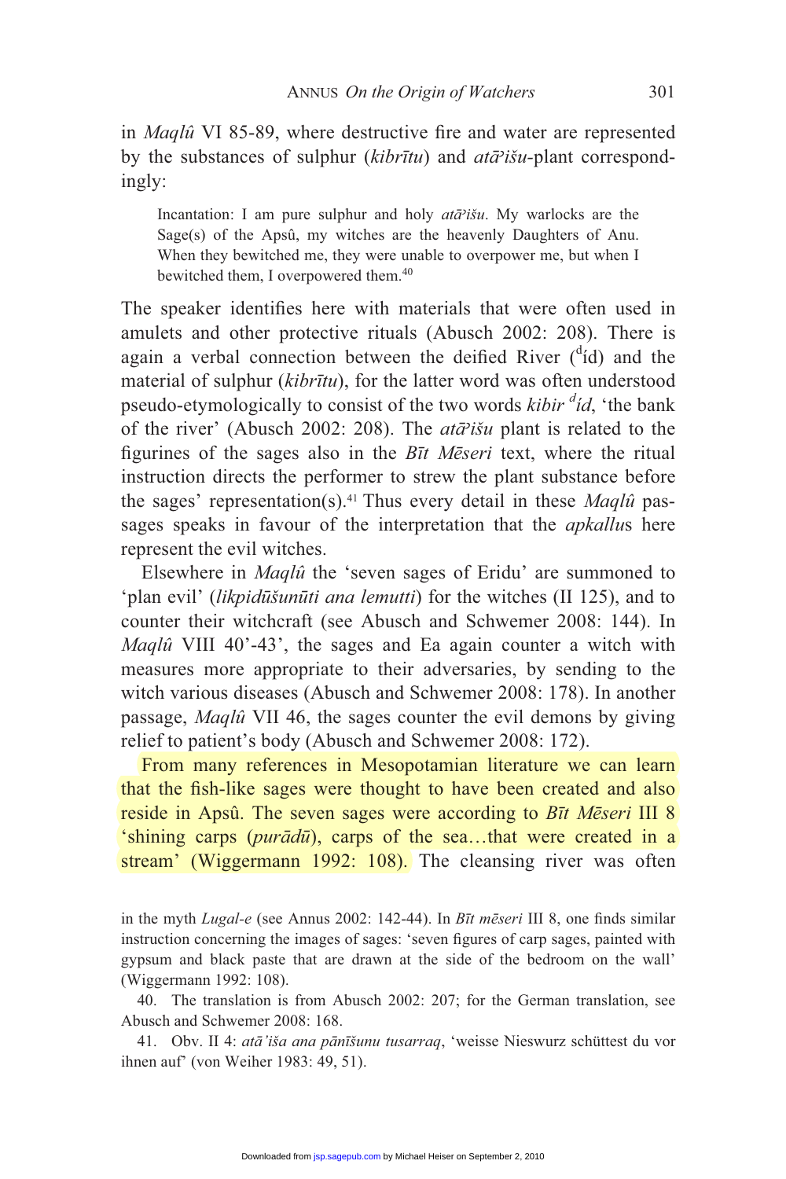in *Maqlû* VI 85-89, where destructive fire and water are represented by the substances of sulphur (*kibrītu*) and *atā'išu*-plant correspondingly:

> Incantation: I am pure sulphur and holy *atā'išu*. My warlocks are the Sage(s) of the Apsû, my witches are the heavenly Daughters of Anu. When they bewitched me, they were unable to overpower me, but when I bewitched them, I overpowered them.[40]

The speaker identifies here with materials that were often used in amulets and other protective rituals (Abusch 2002: 208). There is again a verbal connection between the deified River ($^{d}$íd) and the material of sulphur (*kibrītu*), for the latter word was often understood pseudo-etymologically to consist of the two words *kibir $^{d}$íd*, 'the bank of the river' (Abusch 2002: 208). The *atā'išu* plant is related to the figurines of the sages also in the *Bīt Mēseri* text, where the ritual instruction directs the performer to strew the plant substance before the sages' representation(s).[41] Thus every detail in these *Maqlû* passages speaks in favour of the interpretation that the *apkallu*s here represent the evil witches.

Elsewhere in *Maqlû* the 'seven sages of Eridu' are summoned to 'plan evil' (*likpidūšunūti ana lemutti*) for the witches (II 125), and to counter their witchcraft (see Abusch and Schwemer 2008: 144). In *Maqlû* VIII 40'-43', the sages and Ea again counter a witch with measures more appropriate to their adversaries, by sending to the witch various diseases (Abusch and Schwemer 2008: 178). In another passage, *Maqlû* VII 46, the sages counter the evil demons by giving relief to patient's body (Abusch and Schwemer 2008: 172).

From many references in Mesopotamian literature we can learn that the fish-like sages were thought to have been created and also reside in Apsû. The seven sages were according to *Bīt Mēseri* III 8 'shining carps (*purādū*), carps of the sea…that were created in a stream' (Wiggermann 1992: 108). The cleansing river was often

in the myth *Lugal-e* (see Annus 2002: 142-44). In *Bīt mēseri* III 8, one finds similar instruction concerning the images of sages: 'seven figures of carp sages, painted with gypsum and black paste that are drawn at the side of the bedroom on the wall' (Wiggermann 1992: 108).

40. The translation is from Abusch 2002: 207; for the German translation, see Abusch and Schwemer 2008: 168.

41. Obv. II 4: *atā'iša ana pānīšunu tusarraq*, 'weisse Nieswurz schüttest du vor ihnen auf' (von Weiher 1983: 49, 51).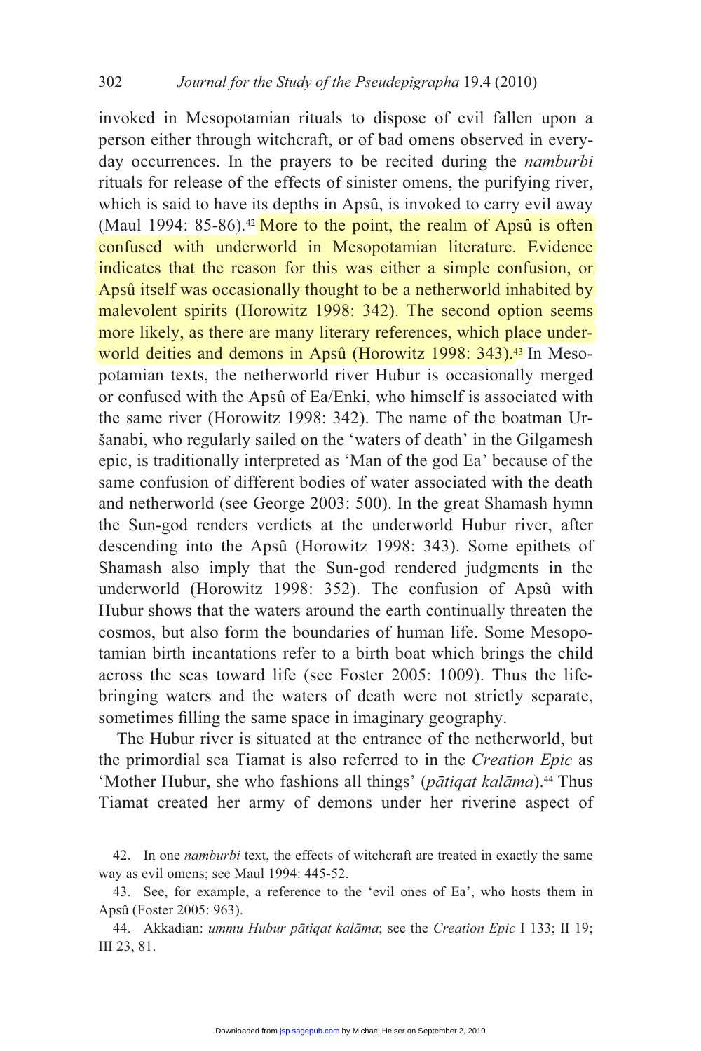invoked in Mesopotamian rituals to dispose of evil fallen upon a person either through witchcraft, or of bad omens observed in everyday occurrences. In the prayers to be recited during the *namburbi* rituals for release of the effects of sinister omens, the purifying river, which is said to have its depths in Apsû, is invoked to carry evil away (Maul 1994: 85-86).[42] More to the point, the realm of Apsû is often confused with underworld in Mesopotamian literature. Evidence indicates that the reason for this was either a simple confusion, or Apsû itself was occasionally thought to be a netherworld inhabited by malevolent spirits (Horowitz 1998: 342). The second option seems more likely, as there are many literary references, which place underworld deities and demons in Apsû (Horowitz 1998: 343).[43] In Mesopotamian texts, the netherworld river Hubur is occasionally merged or confused with the Apsû of Ea/Enki, who himself is associated with the same river (Horowitz 1998: 342). The name of the boatman Ur-šanabi, who regularly sailed on the 'waters of death' in the Gilgamesh epic, is traditionally interpreted as 'Man of the god Ea' because of the same confusion of different bodies of water associated with the death and netherworld (see George 2003: 500). In the great Shamash hymn the Sun-god renders verdicts at the underworld Hubur river, after descending into the Apsû (Horowitz 1998: 343). Some epithets of Shamash also imply that the Sun-god rendered judgments in the underworld (Horowitz 1998: 352). The confusion of Apsû with Hubur shows that the waters around the earth continually threaten the cosmos, but also form the boundaries of human life. Some Mesopotamian birth incantations refer to a birth boat which brings the child across the seas toward life (see Foster 2005: 1009). Thus the life-bringing waters and the waters of death were not strictly separate, sometimes filling the same space in imaginary geography.

The Hubur river is situated at the entrance of the netherworld, but the primordial sea Tiamat is also referred to in the *Creation Epic* as 'Mother Hubur, she who fashions all things' (*pātiqat kalāma*).[44] Thus Tiamat created her army of demons under her riverine aspect of

42. In one *namburbi* text, the effects of witchcraft are treated in exactly the same way as evil omens; see Maul 1994: 445-52.

43. See, for example, a reference to the 'evil ones of Ea', who hosts them in Apsû (Foster 2005: 963).

44. Akkadian: *ummu Hubur pātiqat kalāma*; see the *Creation Epic* I 133; II 19; III 23, 81.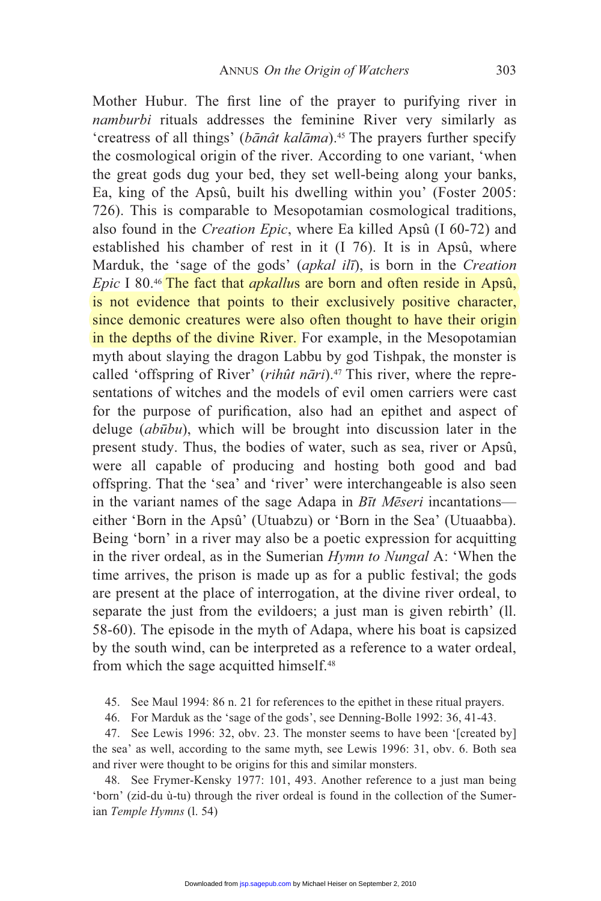Mother Hubur. The first line of the prayer to purifying river in *namburbi* rituals addresses the feminine River very similarly as 'creatress of all things' (*bānât kalāma*).[45] The prayers further specify the cosmological origin of the river. According to one variant, 'when the great gods dug your bed, they set well-being along your banks, Ea, king of the Apsû, built his dwelling within you' (Foster 2005: 726). This is comparable to Mesopotamian cosmological traditions, also found in the *Creation Epic*, where Ea killed Apsû (I 60-72) and established his chamber of rest in it (I 76). It is in Apsû, where Marduk, the 'sage of the gods' (*apkal ilī*), is born in the *Creation Epic* I 80.[46] The fact that *apkallu*s are born and often reside in Apsû, is not evidence that points to their exclusively positive character, since demonic creatures were also often thought to have their origin in the depths of the divine River. For example, in the Mesopotamian myth about slaying the dragon Labbu by god Tishpak, the monster is called 'offspring of River' (*rihût nāri*).[47] This river, where the representations of witches and the models of evil omen carriers were cast for the purpose of purification, also had an epithet and aspect of deluge (*abūbu*), which will be brought into discussion later in the present study. Thus, the bodies of water, such as sea, river or Apsû, were all capable of producing and hosting both good and bad offspring. That the 'sea' and 'river' were interchangeable is also seen in the variant names of the sage Adapa in *Bīt Mēseri* incantations—either 'Born in the Apsû' (Utuabzu) or 'Born in the Sea' (Utuaabba). Being 'born' in a river may also be a poetic expression for acquitting in the river ordeal, as in the Sumerian *Hymn to Nungal* A: 'When the time arrives, the prison is made up as for a public festival; the gods are present at the place of interrogation, at the divine river ordeal, to separate the just from the evildoers; a just man is given rebirth' (ll. 58-60). The episode in the myth of Adapa, where his boat is capsized by the south wind, can be interpreted as a reference to a water ordeal, from which the sage acquitted himself.[48]

45. See Maul 1994: 86 n. 21 for references to the epithet in these ritual prayers.

46. For Marduk as the 'sage of the gods', see Denning-Bolle 1992: 36, 41-43.

47. See Lewis 1996: 32, obv. 23. The monster seems to have been '[created by] the sea' as well, according to the same myth, see Lewis 1996: 31, obv. 6. Both sea and river were thought to be origins for this and similar monsters.

48. See Frymer-Kensky 1977: 101, 493. Another reference to a just man being 'born' (zid-du ù-tu) through the river ordeal is found in the collection of the Sumerian *Temple Hymns* (l. 54)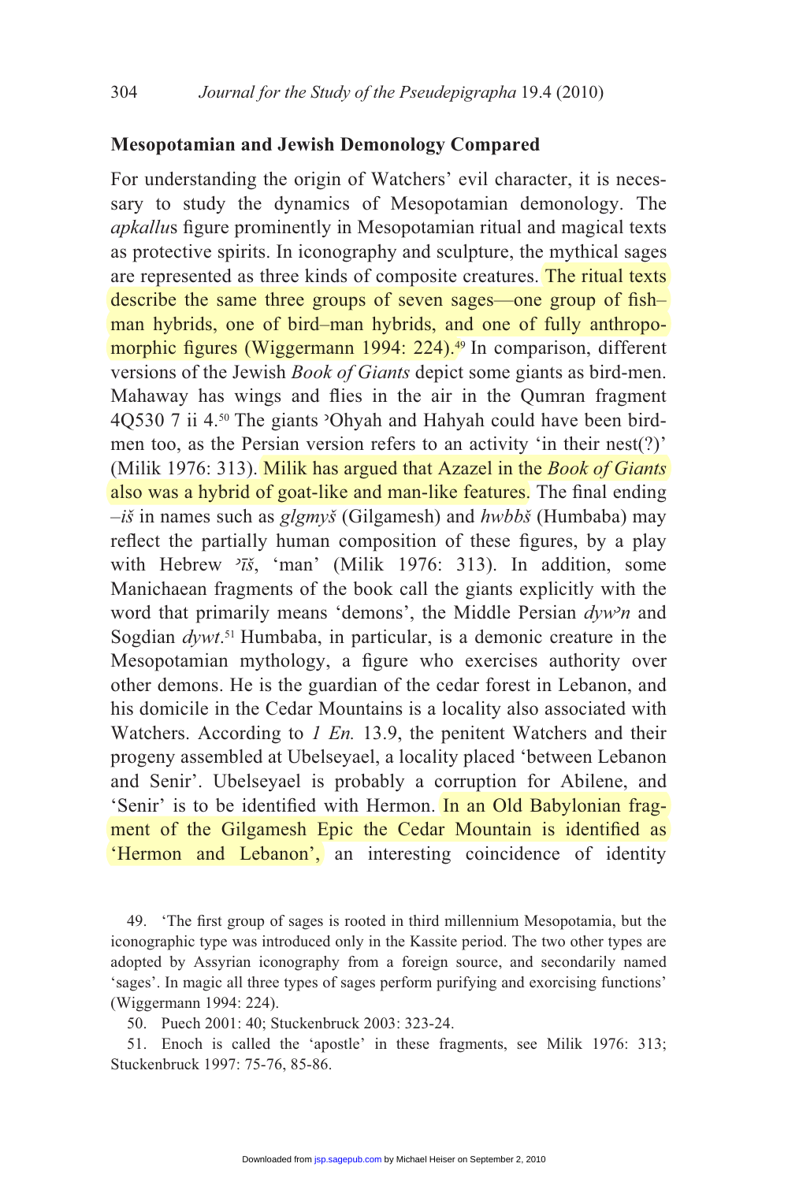## Mesopotamian and Jewish Demonology Compared

For understanding the origin of Watchers' evil character, it is necessary to study the dynamics of Mesopotamian demonology. The *apkallu*s figure prominently in Mesopotamian ritual and magical texts as protective spirits. In iconography and sculpture, the mythical sages are represented as three kinds of composite creatures. The ritual texts describe the same three groups of seven sages—one group of fish–man hybrids, one of bird–man hybrids, and one of fully anthropomorphic figures (Wiggermann 1994: 224).[49] In comparison, different versions of the Jewish *Book of Giants* depict some giants as bird-men. Mahaway has wings and flies in the air in the Qumran fragment 4Q530 7 ii 4.[50] The giants ʾOhyah and Hahyah could have been bird-men too, as the Persian version refers to an activity 'in their nest(?)' (Milik 1976: 313). Milik has argued that Azazel in the *Book of Giants* also was a hybrid of goat-like and man-like features. The final ending *–iš* in names such as *glgmyš* (Gilgamesh) and *hwbbš* (Humbaba) may reflect the partially human composition of these figures, by a play with Hebrew *ʾîš*, 'man' (Milik 1976: 313). In addition, some Manichaean fragments of the book call the giants explicitly with the word that primarily means 'demons', the Middle Persian *dywʾn* and Sogdian *dywt*.[51] Humbaba, in particular, is a demonic creature in the Mesopotamian mythology, a figure who exercises authority over other demons. He is the guardian of the cedar forest in Lebanon, and his domicile in the Cedar Mountains is a locality also associated with Watchers. According to *1 En.* 13.9, the penitent Watchers and their progeny assembled at Ubelseyael, a locality placed 'between Lebanon and Senir'. Ubelseyael is probably a corruption for Abilene, and 'Senir' is to be identified with Hermon. In an Old Babylonian fragment of the Gilgamesh Epic the Cedar Mountain is identified as 'Hermon and Lebanon', an interesting coincidence of identity

49. 'The first group of sages is rooted in third millennium Mesopotamia, but the iconographic type was introduced only in the Kassite period. The two other types are adopted by Assyrian iconography from a foreign source, and secondarily named 'sages'. In magic all three types of sages perform purifying and exorcising functions' (Wiggermann 1994: 224).

50. Puech 2001: 40; Stuckenbruck 2003: 323-24.

51. Enoch is called the 'apostle' in these fragments, see Milik 1976: 313; Stuckenbruck 1997: 75-76, 85-86.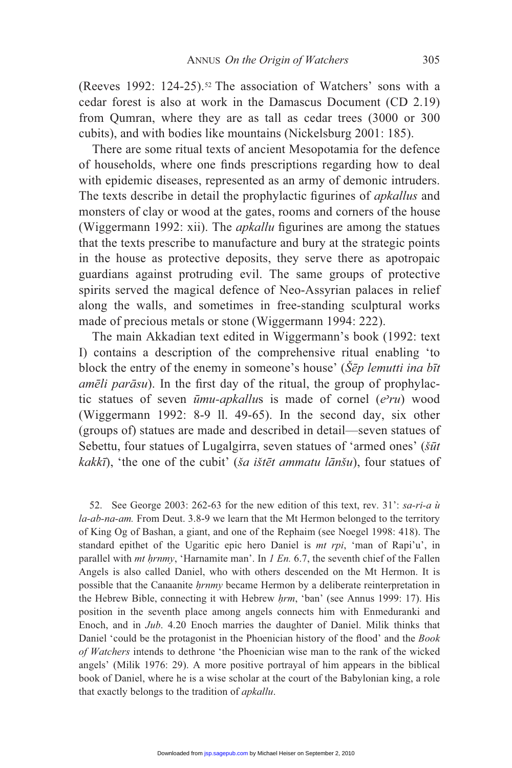(Reeves 1992: 124-25).[52] The association of Watchers' sons with a cedar forest is also at work in the Damascus Document (CD 2.19) from Qumran, where they are as tall as cedar trees (3000 or 300 cubits), and with bodies like mountains (Nickelsburg 2001: 185).

There are some ritual texts of ancient Mesopotamia for the defence of households, where one finds prescriptions regarding how to deal with epidemic diseases, represented as an army of demonic intruders. The texts describe in detail the prophylactic figurines of *apkallus* and monsters of clay or wood at the gates, rooms and corners of the house (Wiggermann 1992: xii). The *apkallu* figurines are among the statues that the texts prescribe to manufacture and bury at the strategic points in the house as protective deposits, they serve there as apotropaic guardians against protruding evil. The same groups of protective spirits served the magical defence of Neo-Assyrian palaces in relief along the walls, and sometimes in free-standing sculptural works made of precious metals or stone (Wiggermann 1994: 222).

The main Akkadian text edited in Wiggermann's book (1992: text I) contains a description of the comprehensive ritual enabling 'to block the entry of the enemy in someone's house' (*Šēp lemutti ina bīt amēli parāsu*). In the first day of the ritual, the group of prophylactic statues of seven *ūmu-apkallu*s is made of cornel (*e*ʾ*ru*) wood (Wiggermann 1992: 8-9 ll. 49-65). In the second day, six other (groups of) statues are made and described in detail—seven statues of Sebettu, four statues of Lugalgirra, seven statues of 'armed ones' (*šūt kakkī*), 'the one of the cubit' (*ša ištēt ammatu lānšu*), four statues of

52. See George 2003: 262-63 for the new edition of this text, rev. 31': *sa-ri-a ù la-ab-na-am.* From Deut. 3.8-9 we learn that the Mt Hermon belonged to the territory of King Og of Bashan, a giant, and one of the Rephaim (see Noegel 1998: 418). The standard epithet of the Ugaritic epic hero Daniel is *mt rpi*, 'man of Rapi'u', in parallel with *mt ḥrnmy*, 'Harnamite man'. In *1 En.* 6.7, the seventh chief of the Fallen Angels is also called Daniel, who with others descended on the Mt Hermon. It is possible that the Canaanite *ḥrnmy* became Hermon by a deliberate reinterpretation in the Hebrew Bible, connecting it with Hebrew *ḥrm*, 'ban' (see Annus 1999: 17). His position in the seventh place among angels connects him with Enmeduranki and Enoch, and in *Jub*. 4.20 Enoch marries the daughter of Daniel. Milik thinks that Daniel 'could be the protagonist in the Phoenician history of the flood' and the *Book of Watchers* intends to dethrone 'the Phoenician wise man to the rank of the wicked angels' (Milik 1976: 29). A more positive portrayal of him appears in the biblical book of Daniel, where he is a wise scholar at the court of the Babylonian king, a role that exactly belongs to the tradition of *apkallu*.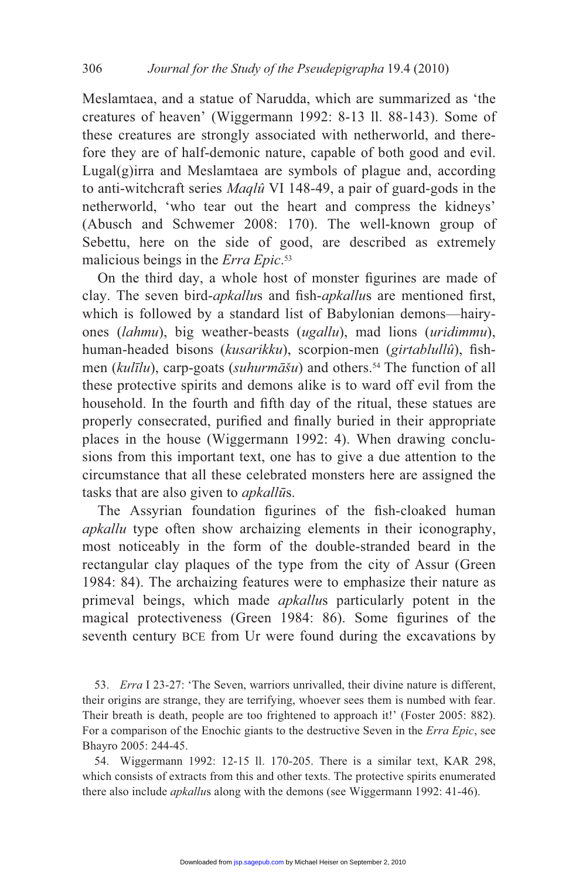Meslamtaea, and a statue of Narudda, which are summarized as 'the creatures of heaven' (Wiggermann 1992: 8-13 ll. 88-143). Some of these creatures are strongly associated with netherworld, and therefore they are of half-demonic nature, capable of both good and evil. Lugal(g)irra and Meslamtaea are symbols of plague and, according to anti-witchcraft series *Maqlû* VI 148-49, a pair of guard-gods in the netherworld, 'who tear out the heart and compress the kidneys' (Abusch and Schwemer 2008: 170). The well-known group of Sebettu, here on the side of good, are described as extremely malicious beings in the *Erra Epic*.[53]

On the third day, a whole host of monster figurines are made of clay. The seven bird-*apkallu*s and fish-*apkallu*s are mentioned first, which is followed by a standard list of Babylonian demons—hairy-ones (*lahmu*), big weather-beasts (*ugallu*), mad lions (*uridimmu*), human-headed bisons (*kusarikku*), scorpion-men (*girtablullû*), fish-men (*kulīlu*), carp-goats (*suhurmāšu*) and others.[54] The function of all these protective spirits and demons alike is to ward off evil from the household. In the fourth and fifth day of the ritual, these statues are properly consecrated, purified and finally buried in their appropriate places in the house (Wiggermann 1992: 4). When drawing conclusions from this important text, one has to give a due attention to the circumstance that all these celebrated monsters here are assigned the tasks that are also given to *apkallū*s.

The Assyrian foundation figurines of the fish-cloaked human *apkallu* type often show archaizing elements in their iconography, most noticeably in the form of the double-stranded beard in the rectangular clay plaques of the type from the city of Assur (Green 1984: 84). The archaizing features were to emphasize their nature as primeval beings, which made *apkallu*s particularly potent in the magical protectiveness (Green 1984: 86). Some figurines of the seventh century BCE from Ur were found during the excavations by

53. *Erra* I 23-27: 'The Seven, warriors unrivalled, their divine nature is different, their origins are strange, they are terrifying, whoever sees them is numbed with fear. Their breath is death, people are too frightened to approach it!' (Foster 2005: 882). For a comparison of the Enochic giants to the destructive Seven in the *Erra Epic*, see Bhayro 2005: 244-45.

54. Wiggermann 1992: 12-15 ll. 170-205. There is a similar text, KAR 298, which consists of extracts from this and other texts. The protective spirits enumerated there also include *apkallu*s along with the demons (see Wiggermann 1992: 41-46).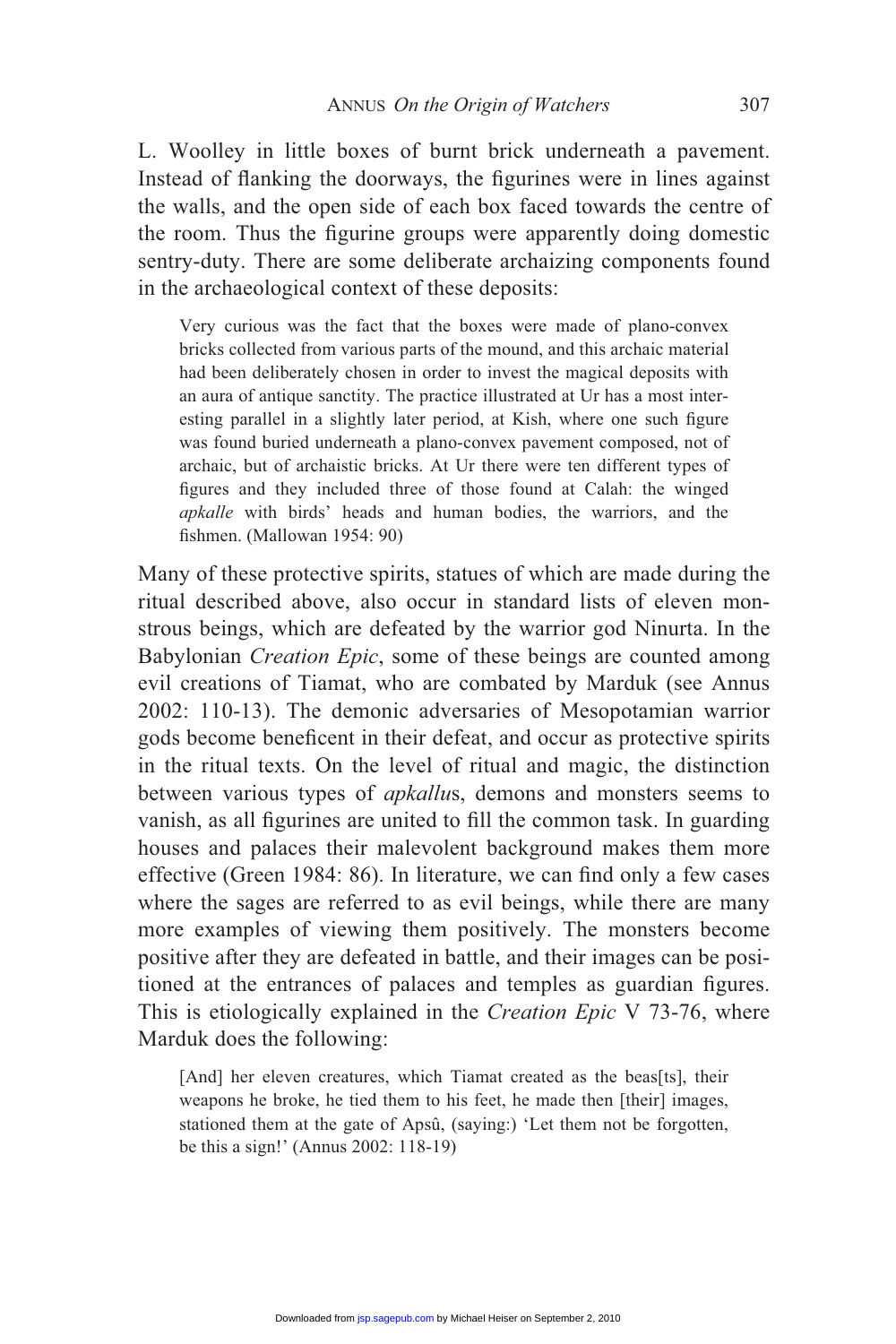L. Woolley in little boxes of burnt brick underneath a pavement. Instead of flanking the doorways, the figurines were in lines against the walls, and the open side of each box faced towards the centre of the room. Thus the figurine groups were apparently doing domestic sentry-duty. There are some deliberate archaizing components found in the archaeological context of these deposits:

> Very curious was the fact that the boxes were made of plano-convex bricks collected from various parts of the mound, and this archaic material had been deliberately chosen in order to invest the magical deposits with an aura of antique sanctity. The practice illustrated at Ur has a most interesting parallel in a slightly later period, at Kish, where one such figure was found buried underneath a plano-convex pavement composed, not of archaic, but of archaistic bricks. At Ur there were ten different types of figures and they included three of those found at Calah: the winged *apkalle* with birds' heads and human bodies, the warriors, and the fishmen. (Mallowan 1954: 90)

Many of these protective spirits, statues of which are made during the ritual described above, also occur in standard lists of eleven monstrous beings, which are defeated by the warrior god Ninurta. In the Babylonian *Creation Epic*, some of these beings are counted among evil creations of Tiamat, who are combated by Marduk (see Annus 2002: 110-13). The demonic adversaries of Mesopotamian warrior gods become beneficent in their defeat, and occur as protective spirits in the ritual texts. On the level of ritual and magic, the distinction between various types of *apkallu*s, demons and monsters seems to vanish, as all figurines are united to fill the common task. In guarding houses and palaces their malevolent background makes them more effective (Green 1984: 86). In literature, we can find only a few cases where the sages are referred to as evil beings, while there are many more examples of viewing them positively. The monsters become positive after they are defeated in battle, and their images can be positioned at the entrances of palaces and temples as guardian figures. This is etiologically explained in the *Creation Epic* V 73-76, where Marduk does the following:

> [And] her eleven creatures, which Tiamat created as the beas[ts], their weapons he broke, he tied them to his feet, he made then [their] images, stationed them at the gate of Apsû, (saying:) 'Let them not be forgotten, be this a sign!' (Annus 2002: 118-19)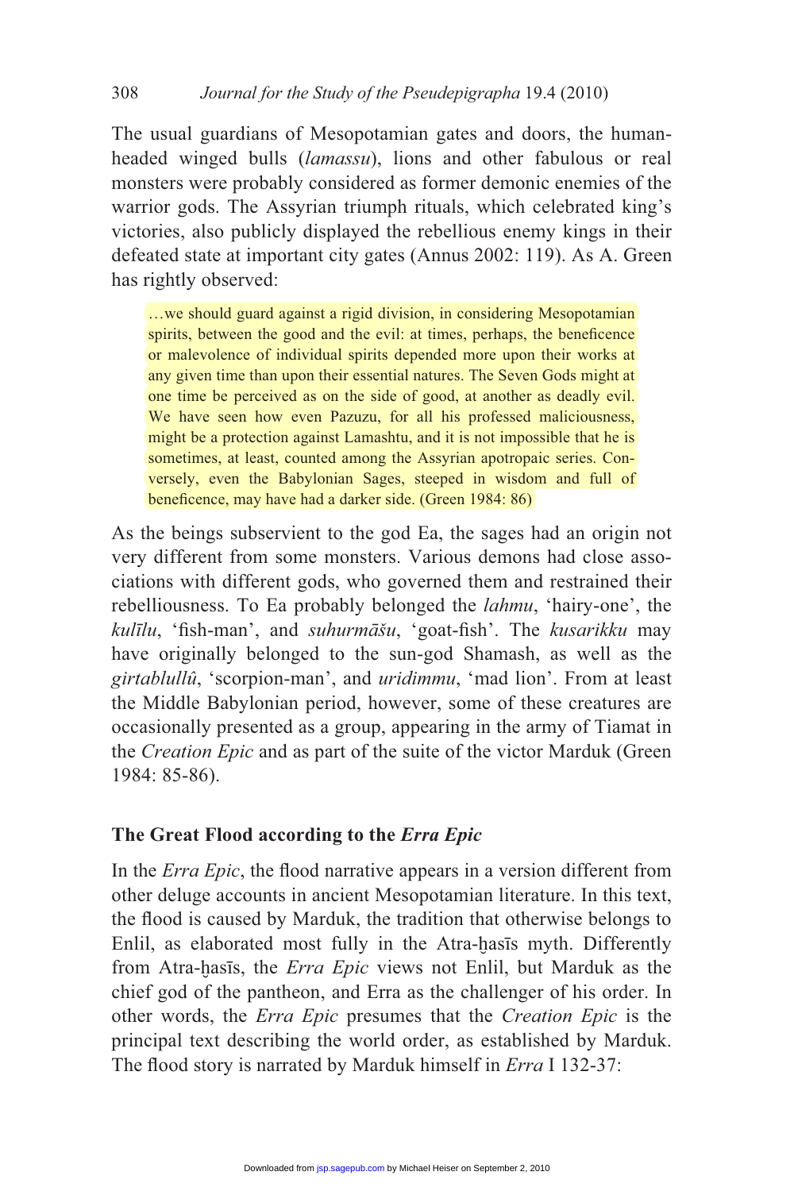The usual guardians of Mesopotamian gates and doors, the human-headed winged bulls (*lamassu*), lions and other fabulous or real monsters were probably considered as former demonic enemies of the warrior gods. The Assyrian triumph rituals, which celebrated king's victories, also publicly displayed the rebellious enemy kings in their defeated state at important city gates (Annus 2002: 119). As A. Green has rightly observed:

> …we should guard against a rigid division, in considering Mesopotamian spirits, between the good and the evil: at times, perhaps, the beneficence or malevolence of individual spirits depended more upon their works at any given time than upon their essential natures. The Seven Gods might at one time be perceived as on the side of good, at another as deadly evil. We have seen how even Pazuzu, for all his professed maliciousness, might be a protection against Lamashtu, and it is not impossible that he is sometimes, at least, counted among the Assyrian apotropaic series. Conversely, even the Babylonian Sages, steeped in wisdom and full of beneficence, may have had a darker side. (Green 1984: 86)

As the beings subservient to the god Ea, the sages had an origin not very different from some monsters. Various demons had close associations with different gods, who governed them and restrained their rebelliousness. To Ea probably belonged the *lahmu*, 'hairy-one', the *kulīlu*, 'fish-man', and *suhurmāšu*, 'goat-fish'. The *kusarikku* may have originally belonged to the sun-god Shamash, as well as the *girtablullû*, 'scorpion-man', and *uridimmu*, 'mad lion'. From at least the Middle Babylonian period, however, some of these creatures are occasionally presented as a group, appearing in the army of Tiamat in the *Creation Epic* and as part of the suite of the victor Marduk (Green 1984: 85-86).

## The Great Flood according to the *Erra Epic*

In the *Erra Epic*, the flood narrative appears in a version different from other deluge accounts in ancient Mesopotamian literature. In this text, the flood is caused by Marduk, the tradition that otherwise belongs to Enlil, as elaborated most fully in the Atra-ḫasīs myth. Differently from Atra-ḫasīs, the *Erra Epic* views not Enlil, but Marduk as the chief god of the pantheon, and Erra as the challenger of his order. In other words, the *Erra Epic* presumes that the *Creation Epic* is the principal text describing the world order, as established by Marduk. The flood story is narrated by Marduk himself in *Erra* I 132-37: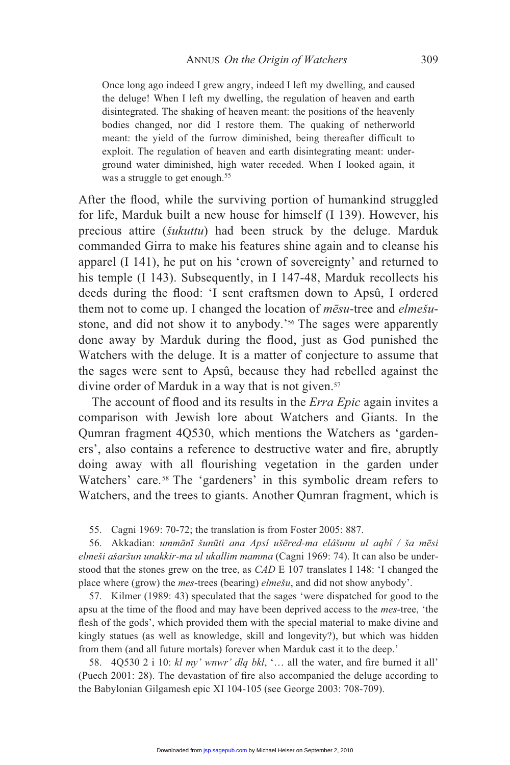> Once long ago indeed I grew angry, indeed I left my dwelling, and caused the deluge! When I left my dwelling, the regulation of heaven and earth disintegrated. The shaking of heaven meant: the positions of the heavenly bodies changed, nor did I restore them. The quaking of netherworld meant: the yield of the furrow diminished, being thereafter difficult to exploit. The regulation of heaven and earth disintegrating meant: underground water diminished, high water receded. When I looked again, it was a struggle to get enough.[55]

After the flood, while the surviving portion of humankind struggled for life, Marduk built a new house for himself (I 139). However, his precious attire (*šukuttu*) had been struck by the deluge. Marduk commanded Girra to make his features shine again and to cleanse his apparel (I 141), he put on his 'crown of sovereignty' and returned to his temple (I 143). Subsequently, in I 147-48, Marduk recollects his deeds during the flood: 'I sent craftsmen down to Apsû, I ordered them not to come up. I changed the location of *mēsu*-tree and *elmešu*-stone, and did not show it to anybody.'[56] The sages were apparently done away by Marduk during the flood, just as God punished the Watchers with the deluge. It is a matter of conjecture to assume that the sages were sent to Apsû, because they had rebelled against the divine order of Marduk in a way that is not given.[57]

The account of flood and its results in the *Erra Epic* again invites a comparison with Jewish lore about Watchers and Giants. In the Qumran fragment 4Q530, which mentions the Watchers as 'gardeners', also contains a reference to destructive water and fire, abruptly doing away with all flourishing vegetation in the garden under Watchers' care.[58] The 'gardeners' in this symbolic dream refers to Watchers, and the trees to giants. Another Qumran fragment, which is

55. Cagni 1969: 70-72; the translation is from Foster 2005: 887.

56. Akkadian: *ummānī šunūti ana Apsî ušēred-ma elâšunu ul aqbî / ša mēsi elmeši ašaršun unakkir-ma ul ukallim mamma* (Cagni 1969: 74). It can also be understood that the stones grew on the tree, as *CAD* E 107 translates I 148: 'I changed the place where (grow) the *mes*-trees (bearing) *elmešu*, and did not show anybody'.

57. Kilmer (1989: 43) speculated that the sages 'were dispatched for good to the apsu at the time of the flood and may have been deprived access to the *mes*-tree, 'the flesh of the gods', which provided them with the special material to make divine and kingly statues (as well as knowledge, skill and longevity?), but which was hidden from them (and all future mortals) forever when Marduk cast it to the deep.'

58. 4Q530 2 i 10: *kl my' wnwr' dlq bkl*, '… all the water, and fire burned it all' (Puech 2001: 28). The devastation of fire also accompanied the deluge according to the Babylonian Gilgamesh epic XI 104-105 (see George 2003: 708-709).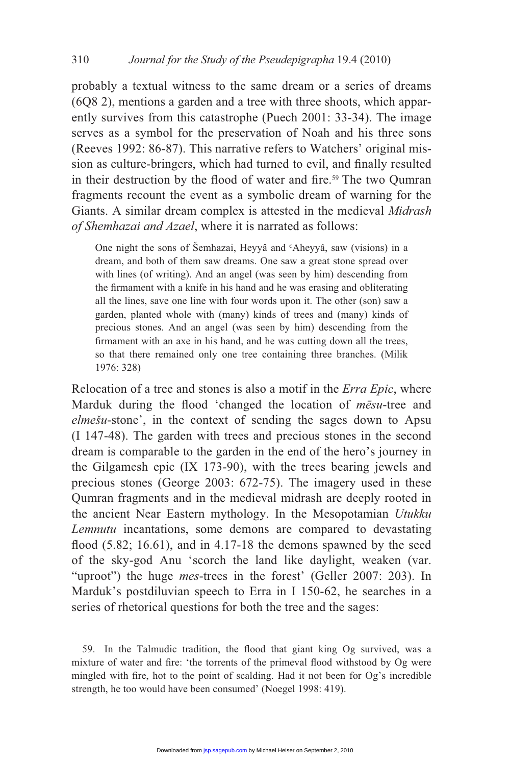probably a textual witness to the same dream or a series of dreams (6Q8 2), mentions a garden and a tree with three shoots, which apparently survives from this catastrophe (Puech 2001: 33-34). The image serves as a symbol for the preservation of Noah and his three sons (Reeves 1992: 86-87). This narrative refers to Watchers' original mission as culture-bringers, which had turned to evil, and finally resulted in their destruction by the flood of water and fire.[59] The two Qumran fragments recount the event as a symbolic dream of warning for the Giants. A similar dream complex is attested in the medieval *Midrash of Shemhazai and Azael*, where it is narrated as follows:

> One night the sons of Šemhazai, Heyyâ and ʿAheyyâ, saw (visions) in a dream, and both of them saw dreams. One saw a great stone spread over with lines (of writing). And an angel (was seen by him) descending from the firmament with a knife in his hand and he was erasing and obliterating all the lines, save one line with four words upon it. The other (son) saw a garden, planted whole with (many) kinds of trees and (many) kinds of precious stones. And an angel (was seen by him) descending from the firmament with an axe in his hand, and he was cutting down all the trees, so that there remained only one tree containing three branches. (Milik 1976: 328)

Relocation of a tree and stones is also a motif in the *Erra Epic*, where Marduk during the flood 'changed the location of *mēsu*-tree and *elmešu*-stone', in the context of sending the sages down to Apsu (I 147-48). The garden with trees and precious stones in the second dream is comparable to the garden in the end of the hero's journey in the Gilgamesh epic (IX 173-90), with the trees bearing jewels and precious stones (George 2003: 672-75). The imagery used in these Qumran fragments and in the medieval midrash are deeply rooted in the ancient Near Eastern mythology. In the Mesopotamian *Utukku Lemnutu* incantations, some demons are compared to devastating flood (5.82; 16.61), and in 4.17-18 the demons spawned by the seed of the sky-god Anu 'scorch the land like daylight, weaken (var. "uproot") the huge *mes*-trees in the forest' (Geller 2007: 203). In Marduk's postdiluvian speech to Erra in I 150-62, he searches in a series of rhetorical questions for both the tree and the sages:

59. In the Talmudic tradition, the flood that giant king Og survived, was a mixture of water and fire: 'the torrents of the primeval flood withstood by Og were mingled with fire, hot to the point of scalding. Had it not been for Og's incredible strength, he too would have been consumed' (Noegel 1998: 419).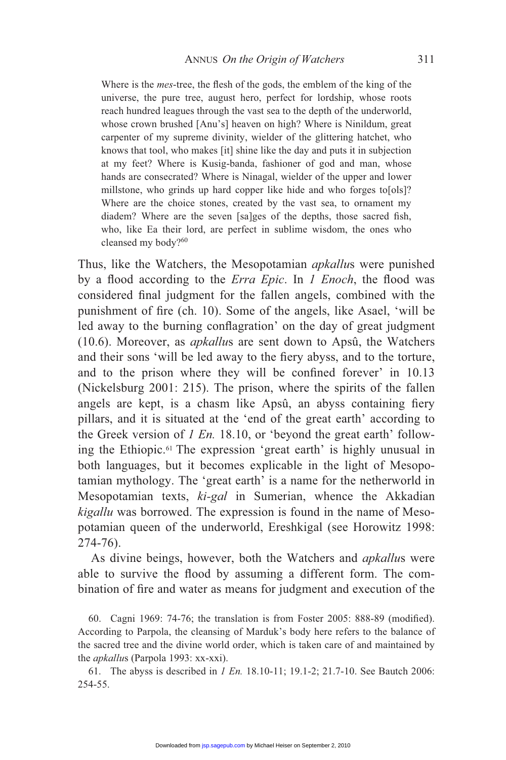> Where is the *mes*-tree, the flesh of the gods, the emblem of the king of the universe, the pure tree, august hero, perfect for lordship, whose roots reach hundred leagues through the vast sea to the depth of the underworld, whose crown brushed [Anu's] heaven on high? Where is Ninildum, great carpenter of my supreme divinity, wielder of the glittering hatchet, who knows that tool, who makes [it] shine like the day and puts it in subjection at my feet? Where is Kusig-banda, fashioner of god and man, whose hands are consecrated? Where is Ninagal, wielder of the upper and lower millstone, who grinds up hard copper like hide and who forges to[ols]? Where are the choice stones, created by the vast sea, to ornament my diadem? Where are the seven [sa]ges of the depths, those sacred fish, who, like Ea their lord, are perfect in sublime wisdom, the ones who cleansed my body?[60]

Thus, like the Watchers, the Mesopotamian *apkallu*s were punished by a flood according to the *Erra Epic*. In *1 Enoch*, the flood was considered final judgment for the fallen angels, combined with the punishment of fire (ch. 10). Some of the angels, like Asael, 'will be led away to the burning conflagration' on the day of great judgment (10.6). Moreover, as *apkallu*s are sent down to Apsû, the Watchers and their sons 'will be led away to the fiery abyss, and to the torture, and to the prison where they will be confined forever' in 10.13 (Nickelsburg 2001: 215). The prison, where the spirits of the fallen angels are kept, is a chasm like Apsû, an abyss containing fiery pillars, and it is situated at the 'end of the great earth' according to the Greek version of *1 En.* 18.10, or 'beyond the great earth' following the Ethiopic.[61] The expression 'great earth' is highly unusual in both languages, but it becomes explicable in the light of Mesopotamian mythology. The 'great earth' is a name for the netherworld in Mesopotamian texts, *ki-gal* in Sumerian, whence the Akkadian *kigallu* was borrowed. The expression is found in the name of Mesopotamian queen of the underworld, Ereshkigal (see Horowitz 1998: 274-76).

As divine beings, however, both the Watchers and *apkallu*s were able to survive the flood by assuming a different form. The combination of fire and water as means for judgment and execution of the

60. Cagni 1969: 74-76; the translation is from Foster 2005: 888-89 (modified). According to Parpola, the cleansing of Marduk's body here refers to the balance of the sacred tree and the divine world order, which is taken care of and maintained by the *apkallu*s (Parpola 1993: xx-xxi).

61. The abyss is described in *1 En.* 18.10-11; 19.1-2; 21.7-10. See Bautch 2006: 254-55.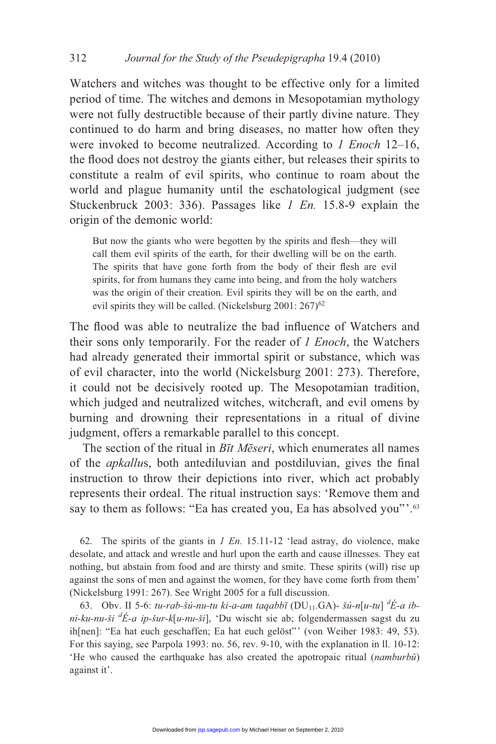Watchers and witches was thought to be effective only for a limited period of time. The witches and demons in Mesopotamian mythology were not fully destructible because of their partly divine nature. They continued to do harm and bring diseases, no matter how often they were invoked to become neutralized. According to *1 Enoch* 12–16, the flood does not destroy the giants either, but releases their spirits to constitute a realm of evil spirits, who continue to roam about the world and plague humanity until the eschatological judgment (see Stuckenbruck 2003: 336). Passages like *1 En.* 15.8-9 explain the origin of the demonic world:

> But now the giants who were begotten by the spirits and flesh—they will call them evil spirits of the earth, for their dwelling will be on the earth. The spirits that have gone forth from the body of their flesh are evil spirits, for from humans they came into being, and from the holy watchers was the origin of their creation. Evil spirits they will be on the earth, and evil spirits they will be called. (Nickelsburg 2001: 267)[62]

The flood was able to neutralize the bad influence of Watchers and their sons only temporarily. For the reader of *1 Enoch*, the Watchers had already generated their immortal spirit or substance, which was of evil character, into the world (Nickelsburg 2001: 273). Therefore, it could not be decisively rooted up. The Mesopotamian tradition, which judged and neutralized witches, witchcraft, and evil omens by burning and drowning their representations in a ritual of divine judgment, offers a remarkable parallel to this concept.

The section of the ritual in *Bīt Mēseri*, which enumerates all names of the *apkallu*s, both antediluvian and postdiluvian, gives the final instruction to throw their depictions into river, which act probably represents their ordeal. The ritual instruction says: 'Remove them and say to them as follows: "Ea has created you, Ea has absolved you"'.[63]

62. The spirits of the giants in *1 En.* 15.11-12 'lead astray, do violence, make desolate, and attack and wrestle and hurl upon the earth and cause illnesses. They eat nothing, but abstain from food and are thirsty and smite. These spirits (will) rise up against the sons of men and against the women, for they have come forth from them' (Nickelsburg 1991: 267). See Wright 2005 for a full discussion.

63. Obv. II 5-6: *tu-rab-šú-nu-tu ki-a-am taqabbī* ($\mathrm{DU}_{11}$.GA)- *šú-n*[*u-tu*] *ᵈÉ-a ib-ni-ku-nu-ši ᵈÉ-a ip-šur-k*[*u-nu-ši*], 'Du wischt sie ab; folgendermassen sagst du zu ih[nen]: "Ea hat euch geschaffen; Ea hat euch gelöst"' (von Weiher 1983: 49, 53). For this saying, see Parpola 1993: no. 56, rev. 9-10, with the explanation in ll. 10-12: 'He who caused the earthquake has also created the apotropaic ritual (*namburbû*) against it'.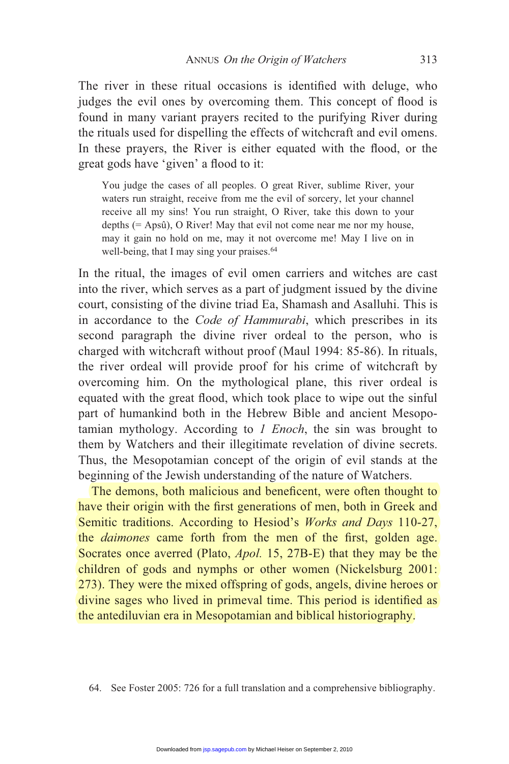The river in these ritual occasions is identified with deluge, who judges the evil ones by overcoming them. This concept of flood is found in many variant prayers recited to the purifying River during the rituals used for dispelling the effects of witchcraft and evil omens. In these prayers, the River is either equated with the flood, or the great gods have 'given' a flood to it:

> You judge the cases of all peoples. O great River, sublime River, your waters run straight, receive from me the evil of sorcery, let your channel receive all my sins! You run straight, O River, take this down to your depths (= Apsû), O River! May that evil not come near me nor my house, may it gain no hold on me, may it not overcome me! May I live on in well-being, that I may sing your praises.[64]

In the ritual, the images of evil omen carriers and witches are cast into the river, which serves as a part of judgment issued by the divine court, consisting of the divine triad Ea, Shamash and Asalluhi. This is in accordance to the *Code of Hammurabi*, which prescribes in its second paragraph the divine river ordeal to the person, who is charged with witchcraft without proof (Maul 1994: 85-86). In rituals, the river ordeal will provide proof for his crime of witchcraft by overcoming him. On the mythological plane, this river ordeal is equated with the great flood, which took place to wipe out the sinful part of humankind both in the Hebrew Bible and ancient Mesopotamian mythology. According to *1 Enoch*, the sin was brought to them by Watchers and their illegitimate revelation of divine secrets. Thus, the Mesopotamian concept of the origin of evil stands at the beginning of the Jewish understanding of the nature of Watchers.

The demons, both malicious and beneficent, were often thought to have their origin with the first generations of men, both in Greek and Semitic traditions. According to Hesiod's *Works and Days* 110-27, the *daimones* came forth from the men of the first, golden age. Socrates once averred (Plato, *Apol.* 15, 27B-E) that they may be the children of gods and nymphs or other women (Nickelsburg 2001: 273). They were the mixed offspring of gods, angels, divine heroes or divine sages who lived in primeval time. This period is identified as the antediluvian era in Mesopotamian and biblical historiography.

64. See Foster 2005: 726 for a full translation and a comprehensive bibliography.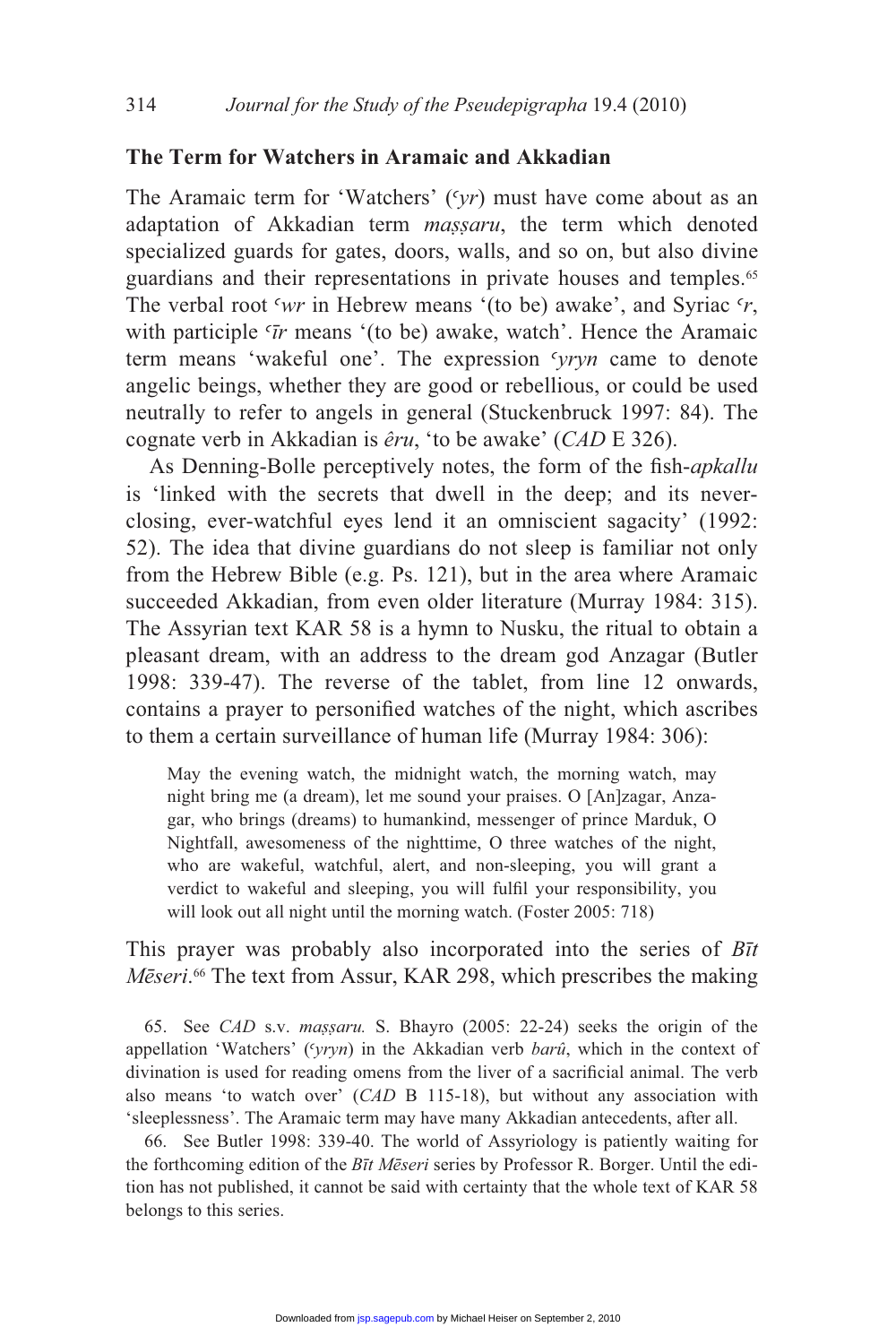## The Term for Watchers in Aramaic and Akkadian

The Aramaic term for 'Watchers' (*ʿyr*) must have come about as an adaptation of Akkadian term *maṣṣaru*, the term which denoted specialized guards for gates, doors, walls, and so on, but also divine guardians and their representations in private houses and temples.[65] The verbal root *ʿwr* in Hebrew means '(to be) awake', and Syriac *ʿr*, with participle *ʿīr* means '(to be) awake, watch'. Hence the Aramaic term means 'wakeful one'. The expression *ʿyryn* came to denote angelic beings, whether they are good or rebellious, or could be used neutrally to refer to angels in general (Stuckenbruck 1997: 84). The cognate verb in Akkadian is *êru*, 'to be awake' (*CAD* E 326).

As Denning-Bolle perceptively notes, the form of the fish-*apkallu* is 'linked with the secrets that dwell in the deep; and its never-closing, ever-watchful eyes lend it an omniscient sagacity' (1992: 52). The idea that divine guardians do not sleep is familiar not only from the Hebrew Bible (e.g. Ps. 121), but in the area where Aramaic succeeded Akkadian, from even older literature (Murray 1984: 315). The Assyrian text KAR 58 is a hymn to Nusku, the ritual to obtain a pleasant dream, with an address to the dream god Anzagar (Butler 1998: 339-47). The reverse of the tablet, from line 12 onwards, contains a prayer to personified watches of the night, which ascribes to them a certain surveillance of human life (Murray 1984: 306):

> May the evening watch, the midnight watch, the morning watch, may night bring me (a dream), let me sound your praises. O [An]zagar, Anzagar, who brings (dreams) to humankind, messenger of prince Marduk, O Nightfall, awesomeness of the nighttime, O three watches of the night, who are wakeful, watchful, alert, and non-sleeping, you will grant a verdict to wakeful and sleeping, you will fulfil your responsibility, you will look out all night until the morning watch. (Foster 2005: 718)

This prayer was probably also incorporated into the series of *Bīt Mēseri*.[66] The text from Assur, KAR 298, which prescribes the making

65. See *CAD* s.v. *maṣṣaru.* S. Bhayro (2005: 22-24) seeks the origin of the appellation 'Watchers' (*ʿyryn*) in the Akkadian verb *barû*, which in the context of divination is used for reading omens from the liver of a sacrificial animal. The verb also means 'to watch over' (*CAD* B 115-18), but without any association with 'sleeplessness'. The Aramaic term may have many Akkadian antecedents, after all.

66. See Butler 1998: 339-40. The world of Assyriology is patiently waiting for the forthcoming edition of the *Bīt Mēseri* series by Professor R. Borger. Until the edition has not published, it cannot be said with certainty that the whole text of KAR 58 belongs to this series.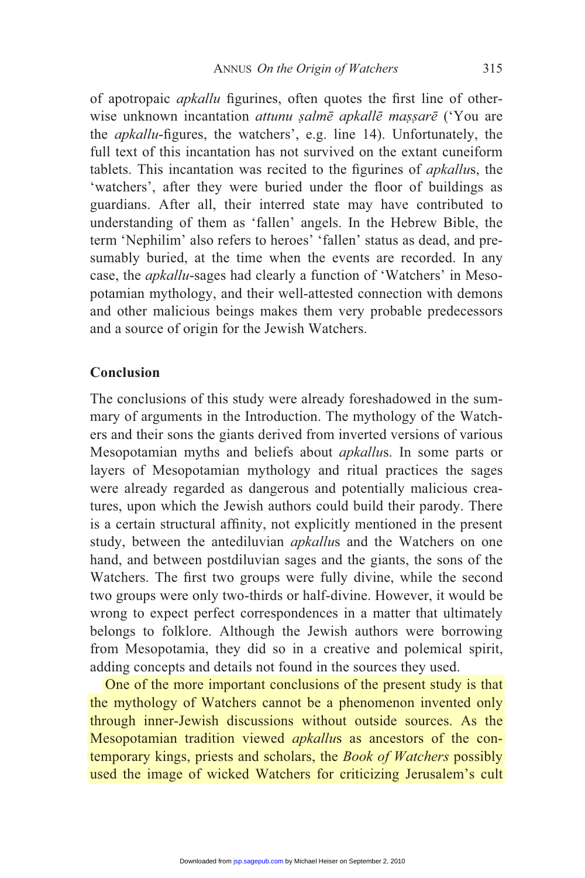of apotropaic *apkallu* figurines, often quotes the first line of otherwise unknown incantation *attunu ṣalmē apkallē maṣṣarē* ('You are the *apkallu*-figures, the watchers', e.g. line 14). Unfortunately, the full text of this incantation has not survived on the extant cuneiform tablets. This incantation was recited to the figurines of *apkallu*s, the 'watchers', after they were buried under the floor of buildings as guardians. After all, their interred state may have contributed to understanding of them as 'fallen' angels. In the Hebrew Bible, the term 'Nephilim' also refers to heroes' 'fallen' status as dead, and presumably buried, at the time when the events are recorded. In any case, the *apkallu*-sages had clearly a function of 'Watchers' in Mesopotamian mythology, and their well-attested connection with demons and other malicious beings makes them very probable predecessors and a source of origin for the Jewish Watchers.

## Conclusion

The conclusions of this study were already foreshadowed in the summary of arguments in the Introduction. The mythology of the Watchers and their sons the giants derived from inverted versions of various Mesopotamian myths and beliefs about *apkallu*s. In some parts or layers of Mesopotamian mythology and ritual practices the sages were already regarded as dangerous and potentially malicious creatures, upon which the Jewish authors could build their parody. There is a certain structural affinity, not explicitly mentioned in the present study, between the antediluvian *apkallu*s and the Watchers on one hand, and between postdiluvian sages and the giants, the sons of the Watchers. The first two groups were fully divine, while the second two groups were only two-thirds or half-divine. However, it would be wrong to expect perfect correspondences in a matter that ultimately belongs to folklore. Although the Jewish authors were borrowing from Mesopotamia, they did so in a creative and polemical spirit, adding concepts and details not found in the sources they used.

One of the more important conclusions of the present study is that the mythology of Watchers cannot be a phenomenon invented only through inner-Jewish discussions without outside sources. As the Mesopotamian tradition viewed *apkallu*s as ancestors of the contemporary kings, priests and scholars, the *Book of Watchers* possibly used the image of wicked Watchers for criticizing Jerusalem's cult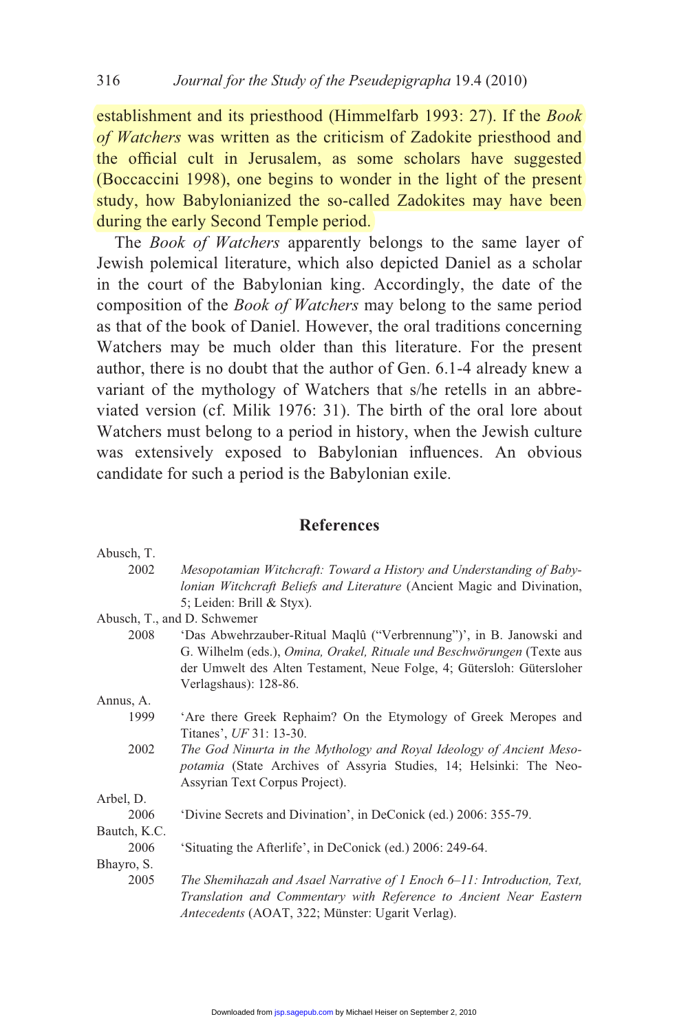establishment and its priesthood (Himmelfarb 1993: 27). If the *Book of Watchers* was written as the criticism of Zadokite priesthood and the official cult in Jerusalem, as some scholars have suggested (Boccaccini 1998), one begins to wonder in the light of the present study, how Babylonianized the so-called Zadokites may have been during the early Second Temple period.

The *Book of Watchers* apparently belongs to the same layer of Jewish polemical literature, which also depicted Daniel as a scholar in the court of the Babylonian king. Accordingly, the date of the composition of the *Book of Watchers* may belong to the same period as that of the book of Daniel. However, the oral traditions concerning Watchers may be much older than this literature. For the present author, there is no doubt that the author of Gen. 6.1-4 already knew a variant of the mythology of Watchers that s/he retells in an abbreviated version (cf. Milik 1976: 31). The birth of the oral lore about Watchers must belong to a period in history, when the Jewish culture was extensively exposed to Babylonian influences. An obvious candidate for such a period is the Babylonian exile.

## References

Abusch, T.

2002 *Mesopotamian Witchcraft: Toward a History and Understanding of Babylonian Witchcraft Beliefs and Literature* (Ancient Magic and Divination, 5; Leiden: Brill & Styx).

Abusch, T., and D. Schwemer

2008 'Das Abwehrzauber-Ritual Maqlû ("Verbrennung")', in B. Janowski and G. Wilhelm (eds.), *Omina, Orakel, Rituale und Beschwörungen* (Texte aus der Umwelt des Alten Testament, Neue Folge, 4; Gütersloh: Gütersloher Verlagshaus): 128-86.

Annus, A.

1999 'Are there Greek Rephaim? On the Etymology of Greek Meropes and Titanes', *UF* 31: 13-30.

2002 *The God Ninurta in the Mythology and Royal Ideology of Ancient Mesopotamia* (State Archives of Assyria Studies, 14; Helsinki: The Neo-Assyrian Text Corpus Project).

Arbel, D.

2006 'Divine Secrets and Divination', in DeConick (ed.) 2006: 355-79.

Bautch, K.C.

2006 'Situating the Afterlife', in DeConick (ed.) 2006: 249-64.

Bhayro, S.

2005 *The Shemihazah and Asael Narrative of 1 Enoch 6–11: Introduction, Text, Translation and Commentary with Reference to Ancient Near Eastern Antecedents* (AOAT, 322; Münster: Ugarit Verlag).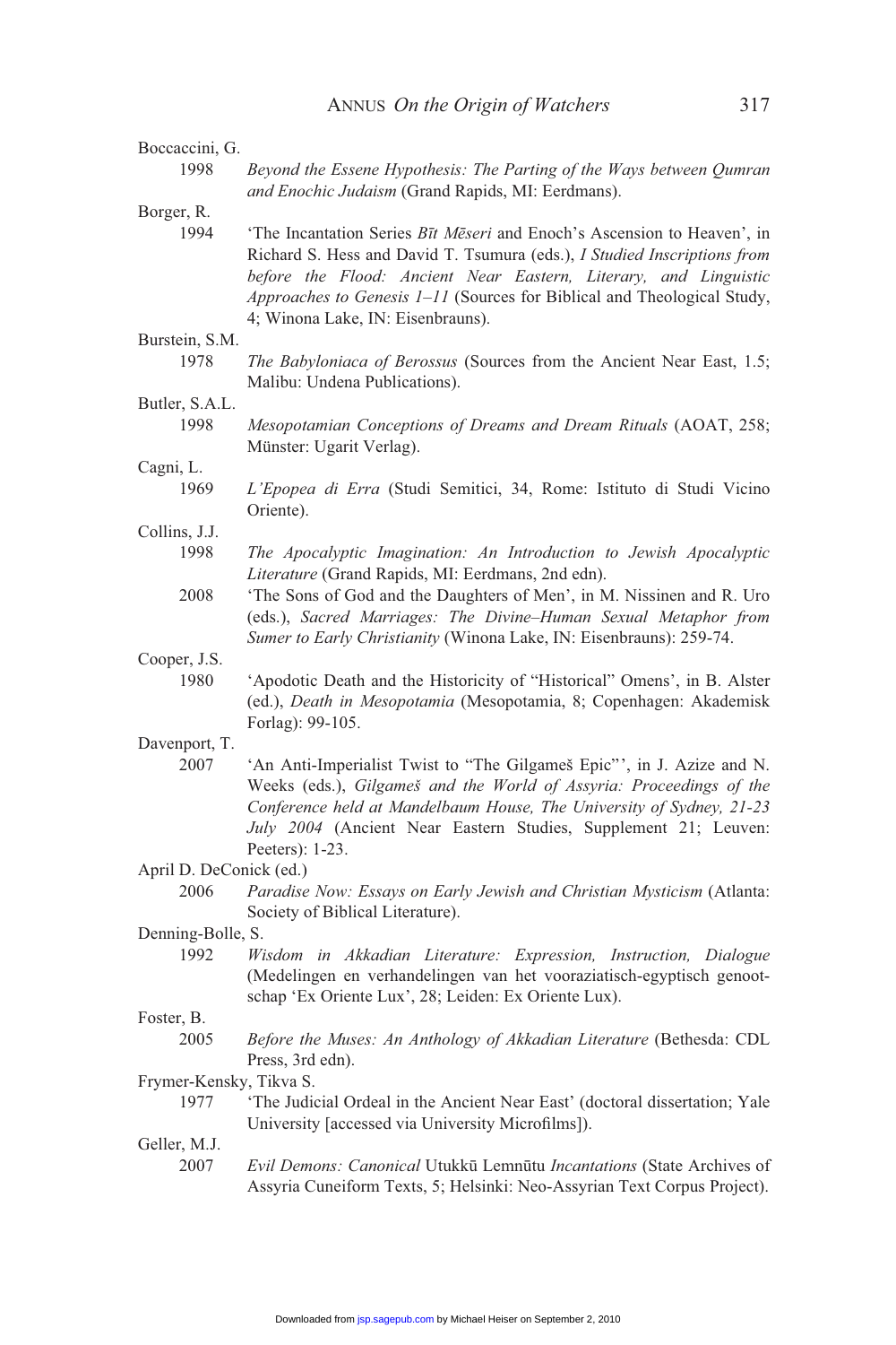Boccaccini, G.

1998 *Beyond the Essene Hypothesis: The Parting of the Ways between Qumran and Enochic Judaism* (Grand Rapids, MI: Eerdmans).

Borger, R.

1994 'The Incantation Series *Bīt Mēseri* and Enoch's Ascension to Heaven', in Richard S. Hess and David T. Tsumura (eds.), *I Studied Inscriptions from before the Flood: Ancient Near Eastern, Literary, and Linguistic Approaches to Genesis 1–11* (Sources for Biblical and Theological Study, 4; Winona Lake, IN: Eisenbrauns).

Burstein, S.M.

1978 *The Babyloniaca of Berossus* (Sources from the Ancient Near East, 1.5; Malibu: Undena Publications).

Butler, S.A.L.

1998 *Mesopotamian Conceptions of Dreams and Dream Rituals* (AOAT, 258; Münster: Ugarit Verlag).

Cagni, L.

1969 *L'Epopea di Erra* (Studi Semitici, 34, Rome: Istituto di Studi Vicino Oriente).

Collins, J.J.

1998 *The Apocalyptic Imagination: An Introduction to Jewish Apocalyptic Literature* (Grand Rapids, MI: Eerdmans, 2nd edn).

2008 'The Sons of God and the Daughters of Men', in M. Nissinen and R. Uro (eds.), *Sacred Marriages: The Divine–Human Sexual Metaphor from Sumer to Early Christianity* (Winona Lake, IN: Eisenbrauns): 259-74.

Cooper, J.S.

1980 'Apodotic Death and the Historicity of "Historical" Omens', in B. Alster (ed.), *Death in Mesopotamia* (Mesopotamia, 8; Copenhagen: Akademisk Forlag): 99-105.

Davenport, T.

2007 'An Anti-Imperialist Twist to "The Gilgameš Epic"', in J. Azize and N. Weeks (eds.), *Gilgameš and the World of Assyria: Proceedings of the Conference held at Mandelbaum House, The University of Sydney, 21-23 July 2004* (Ancient Near Eastern Studies, Supplement 21; Leuven: Peeters): 1-23.

April D. DeConick (ed.)

2006 *Paradise Now: Essays on Early Jewish and Christian Mysticism* (Atlanta: Society of Biblical Literature).

Denning-Bolle, S.

1992 *Wisdom in Akkadian Literature: Expression, Instruction, Dialogue* (Medelingen en verhandelingen van het vooraziatisch-egyptisch genootschap 'Ex Oriente Lux', 28; Leiden: Ex Oriente Lux).

Foster, B.

2005 *Before the Muses: An Anthology of Akkadian Literature* (Bethesda: CDL Press, 3rd edn).

Frymer-Kensky, Tikva S.

1977 'The Judicial Ordeal in the Ancient Near East' (doctoral dissertation; Yale University [accessed via University Microfilms]).

Geller, M.J.

2007 *Evil Demons: Canonical* Utukkū Lemnūtu *Incantations* (State Archives of Assyria Cuneiform Texts, 5; Helsinki: Neo-Assyrian Text Corpus Project).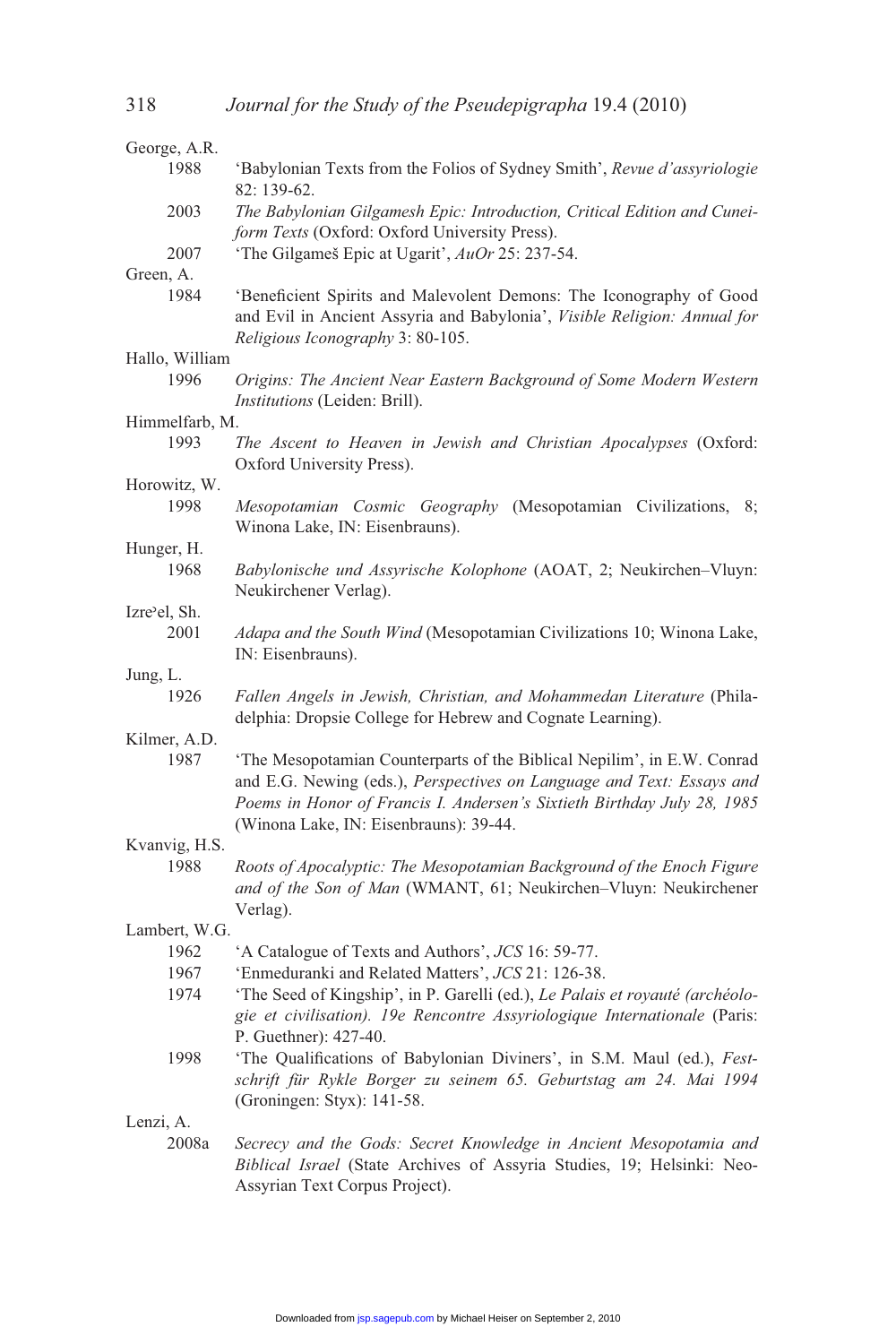George, A.R.

1988 'Babylonian Texts from the Folios of Sydney Smith', *Revue d'assyriologie* 82: 139-62.

2003 *The Babylonian Gilgamesh Epic: Introduction, Critical Edition and Cuneiform Texts* (Oxford: Oxford University Press).

2007 'The Gilgameš Epic at Ugarit', *AuOr* 25: 237-54.

Green, A.

1984 'Beneficient Spirits and Malevolent Demons: The Iconography of Good and Evil in Ancient Assyria and Babylonia', *Visible Religion: Annual for Religious Iconography* 3: 80-105.

Hallo, William

1996 *Origins: The Ancient Near Eastern Background of Some Modern Western Institutions* (Leiden: Brill).

Himmelfarb, M.

1993 *The Ascent to Heaven in Jewish and Christian Apocalypses* (Oxford: Oxford University Press).

Horowitz, W.

1998 *Mesopotamian Cosmic Geography* (Mesopotamian Civilizations, 8; Winona Lake, IN: Eisenbrauns).

Hunger, H.

1968 *Babylonische und Assyrische Kolophone* (AOAT, 2; Neukirchen–Vluyn: Neukirchener Verlag).

Izreʾel, Sh.

2001 *Adapa and the South Wind* (Mesopotamian Civilizations 10; Winona Lake, IN: Eisenbrauns).

Jung, L.

1926 *Fallen Angels in Jewish, Christian, and Mohammedan Literature* (Philadelphia: Dropsie College for Hebrew and Cognate Learning).

Kilmer, A.D.

1987 'The Mesopotamian Counterparts of the Biblical Nepilim', in E.W. Conrad and E.G. Newing (eds.), *Perspectives on Language and Text: Essays and Poems in Honor of Francis I. Andersen's Sixtieth Birthday July 28, 1985* (Winona Lake, IN: Eisenbrauns): 39-44.

Kvanvig, H.S.

1988 *Roots of Apocalyptic: The Mesopotamian Background of the Enoch Figure and of the Son of Man* (WMANT, 61; Neukirchen–Vluyn: Neukirchener Verlag).

Lambert, W.G.

1962 'A Catalogue of Texts and Authors', *JCS* 16: 59-77.

1967 'Enmeduranki and Related Matters', *JCS* 21: 126-38.

1974 'The Seed of Kingship', in P. Garelli (ed.), *Le Palais et royauté (archéologie et civilisation). 19e Rencontre Assyriologique Internationale* (Paris: P. Guethner): 427-40.

1998 'The Qualifications of Babylonian Diviners', in S.M. Maul (ed.), *Festschrift für Rykle Borger zu seinem 65. Geburtstag am 24. Mai 1994* (Groningen: Styx): 141-58.

Lenzi, A.

2008a *Secrecy and the Gods: Secret Knowledge in Ancient Mesopotamia and Biblical Israel* (State Archives of Assyria Studies, 19; Helsinki: Neo-Assyrian Text Corpus Project).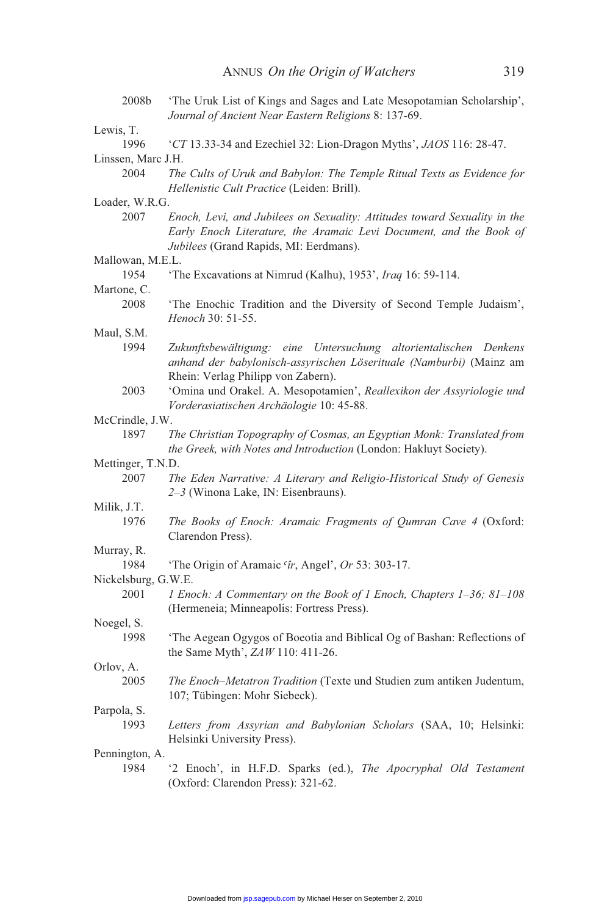2008b 'The Uruk List of Kings and Sages and Late Mesopotamian Scholarship', *Journal of Ancient Near Eastern Religions* 8: 137-69.

Lewis, T.

1996 '*CT* 13.33-34 and Ezechiel 32: Lion-Dragon Myths', *JAOS* 116: 28-47.

Linssen, Marc J.H.

2004 *The Cults of Uruk and Babylon: The Temple Ritual Texts as Evidence for Hellenistic Cult Practice* (Leiden: Brill).

Loader, W.R.G.

2007 *Enoch, Levi, and Jubilees on Sexuality: Attitudes toward Sexuality in the Early Enoch Literature, the Aramaic Levi Document, and the Book of Jubilees* (Grand Rapids, MI: Eerdmans).

Mallowan, M.E.L.

1954 'The Excavations at Nimrud (Kalhu), 1953', *Iraq* 16: 59-114.

Martone, C.

2008 'The Enochic Tradition and the Diversity of Second Temple Judaism', *Henoch* 30: 51-55.

Maul, S.M.

1994 *Zukunftsbewältigung: eine Untersuchung altorientalischen Denkens anhand der babylonisch-assyrischen Löserituale (Namburbi)* (Mainz am Rhein: Verlag Philipp von Zabern).

2003 'Omina und Orakel. A. Mesopotamien', *Reallexikon der Assyriologie und Vorderasiatischen Archäologie* 10: 45-88.

McCrindle, J.W.

1897 *The Christian Topography of Cosmas, an Egyptian Monk: Translated from the Greek, with Notes and Introduction* (London: Hakluyt Society).

Mettinger, T.N.D.

2007 *The Eden Narrative: A Literary and Religio-Historical Study of Genesis 2–3* (Winona Lake, IN: Eisenbrauns).

Milik, J.T.

1976 *The Books of Enoch: Aramaic Fragments of Qumran Cave 4* (Oxford: Clarendon Press).

Murray, R.

1984 'The Origin of Aramaic *ʿîr*, Angel', *Or* 53: 303-17.

Nickelsburg, G.W.E.

2001 *1 Enoch: A Commentary on the Book of 1 Enoch, Chapters 1–36; 81–108* (Hermeneia; Minneapolis: Fortress Press).

Noegel, S.

1998 'The Aegean Ogygos of Boeotia and Biblical Og of Bashan: Reflections of the Same Myth', *ZAW* 110: 411-26.

Orlov, A.

2005 *The Enoch–Metatron Tradition* (Texte und Studien zum antiken Judentum, 107; Tübingen: Mohr Siebeck).

Parpola, S.

1993 *Letters from Assyrian and Babylonian Scholars* (SAA, 10; Helsinki: Helsinki University Press).

Pennington, A.

1984 '2 Enoch', in H.F.D. Sparks (ed.), *The Apocryphal Old Testament* (Oxford: Clarendon Press): 321-62.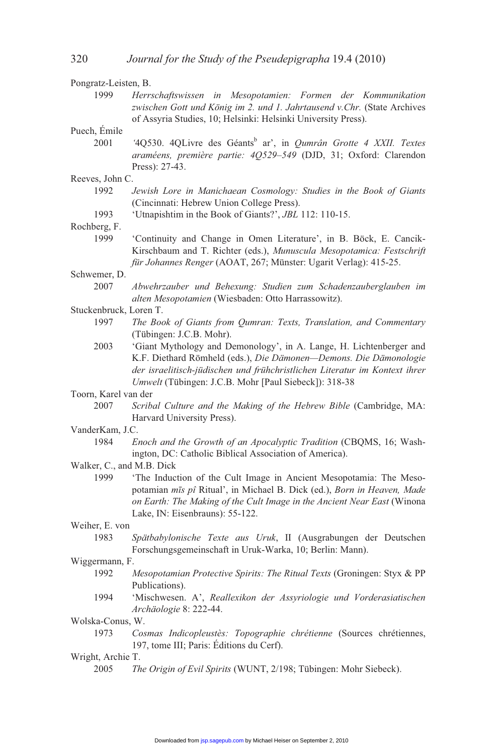Pongratz-Leisten, B.

1999 *Herrschaftswissen in Mesopotamien: Formen der Kommunikation zwischen Gott und König im 2. und 1. Jahrtausend v.Chr.* (State Archives of Assyria Studies, 10; Helsinki: Helsinki University Press).

Puech, Émile

2001 '4Q530. 4QLivre des Géants[b] ar', in *Qumrân Grotte 4 XXII. Textes araméens, première partie: 4Q529–549* (DJD, 31; Oxford: Clarendon Press): 27-43.

Reeves, John C.

1992 *Jewish Lore in Manichaean Cosmology: Studies in the Book of Giants* (Cincinnati: Hebrew Union College Press).

1993 'Utnapishtim in the Book of Giants?', *JBL* 112: 110-15.

Rochberg, F.

1999 'Continuity and Change in Omen Literature', in B. Böck, E. Cancik-Kirschbaum and T. Richter (eds.), *Munuscula Mesopotamica: Festschrift für Johannes Renger* (AOAT, 267; Münster: Ugarit Verlag): 415-25.

Schwemer, D.

2007 *Abwehrzauber und Behexung: Studien zum Schadenzauberglauben im alten Mesopotamien* (Wiesbaden: Otto Harrassowitz).

Stuckenbruck, Loren T.

1997 *The Book of Giants from Qumran: Texts, Translation, and Commentary* (Tübingen: J.C.B. Mohr).

2003 'Giant Mythology and Demonology', in A. Lange, H. Lichtenberger and K.F. Diethard Römheld (eds.), *Die Dämonen—Demons. Die Dämonologie der israelitisch-jüdischen und frühchristlichen Literatur im Kontext ihrer Umwelt* (Tübingen: J.C.B. Mohr [Paul Siebeck]): 318-38

Toorn, Karel van der

2007 *Scribal Culture and the Making of the Hebrew Bible* (Cambridge, MA: Harvard University Press).

VanderKam, J.C.

1984 *Enoch and the Growth of an Apocalyptic Tradition* (CBQMS, 16; Washington, DC: Catholic Biblical Association of America).

Walker, C., and M.B. Dick

1999 'The Induction of the Cult Image in Ancient Mesopotamia: The Mesopotamian *mīs pî* Ritual', in Michael B. Dick (ed.), *Born in Heaven, Made on Earth: The Making of the Cult Image in the Ancient Near East* (Winona Lake, IN: Eisenbrauns): 55-122.

Weiher, E. von

1983 *Spätbabylonische Texte aus Uruk*, II (Ausgrabungen der Deutschen Forschungsgemeinschaft in Uruk-Warka, 10; Berlin: Mann).

Wiggermann, F.

1992 *Mesopotamian Protective Spirits: The Ritual Texts* (Groningen: Styx & PP Publications).

1994 'Mischwesen. A', *Reallexikon der Assyriologie und Vorderasiatischen Archäologie* 8: 222-44.

Wolska-Conus, W.

1973 *Cosmas Indicopleustès: Topographie chrétienne* (Sources chrétiennes, 197, tome III; Paris: Éditions du Cerf).

Wright, Archie T.

2005 *The Origin of Evil Spirits* (WUNT, 2/198; Tübingen: Mohr Siebeck).